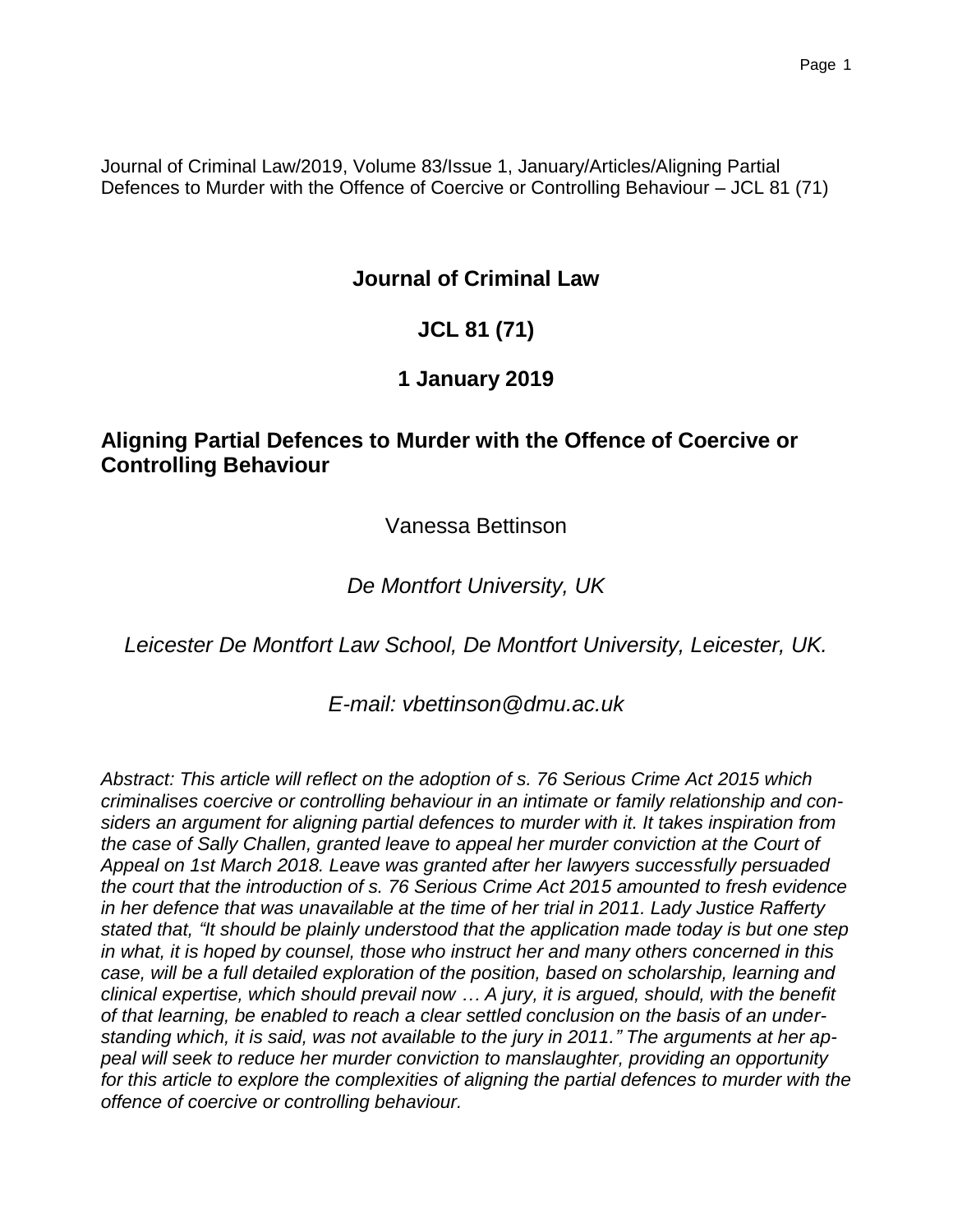Journal of Criminal Law/2019, Volume 83/Issue 1, January/Articles/Aligning Partial Defences to Murder with the Offence of Coercive or Controlling Behaviour – JCL 81 (71)

**Journal of Criminal Law**

**JCL 81 (71)**

**1 January 2019**

# Aligning Partial Defences to Murder with the Offence of Coercive or Controlling Behaviour

Vanessa Bettinson

*De Montfort University, UK*

*Leicester De Montfort Law School, De Montfort University, Leicester, UK.*

*E-mail: vbettinson@dmu.ac.uk*

*Abstract: This article will reflect on the adoption of s. 76 Serious Crime Act 2015 which criminalises coercive or controlling behaviour in an intimate or family relationship and considers an argument for aligning partial defences to murder with it. It takes inspiration from the case of Sally Challen, granted leave to appeal her murder conviction at the Court of Appeal on 1st March 2018. Leave was granted after her lawyers successfully persuaded the court that the introduction of s. 76 Serious Crime Act 2015 amounted to fresh evidence in her defence that was unavailable at the time of her trial in 2011. Lady Justice Rafferty stated that, "It should be plainly understood that the application made today is but one step in what, it is hoped by counsel, those who instruct her and many others concerned in this case, will be a full detailed exploration of the position, based on scholarship, learning and clinical expertise, which should prevail now … A jury, it is argued, should, with the benefit of that learning, be enabled to reach a clear settled conclusion on the basis of an understanding which, it is said, was not available to the jury in 2011." The arguments at her appeal will seek to reduce her murder conviction to manslaughter, providing an opportunity for this article to explore the complexities of aligning the partial defences to murder with the offence of coercive or controlling behaviour.*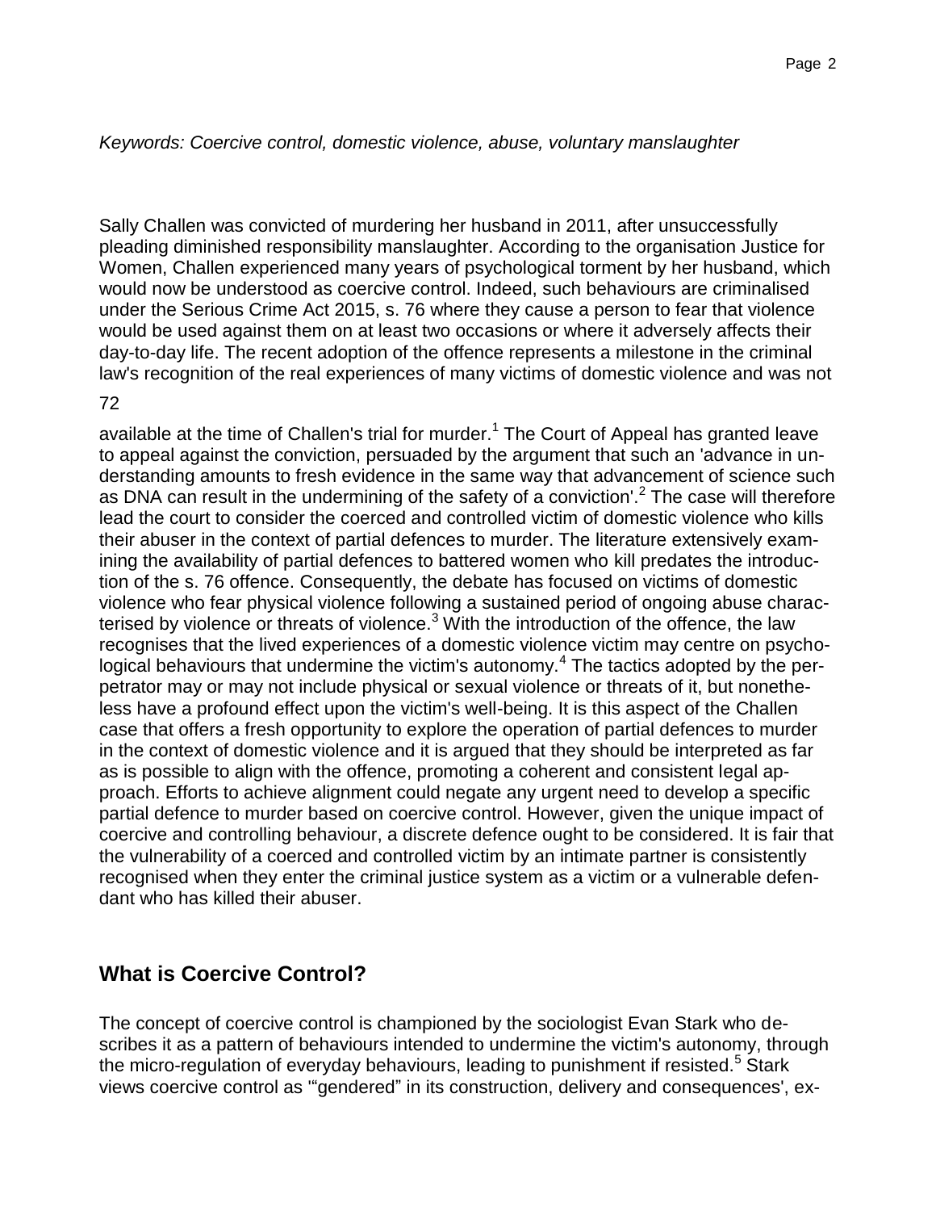*Keywords: Coercive control, domestic violence, abuse, voluntary manslaughter*

Sally Challen was convicted of murdering her husband in 2011, after unsuccessfully pleading diminished responsibility manslaughter. According to the organisation Justice for Women, Challen experienced many years of psychological torment by her husband, which would now be understood as coercive control. Indeed, such behaviours are criminalised under the Serious Crime Act 2015, s. 76 where they cause a person to fear that violence would be used against them on at least two occasions or where it adversely affects their day-to-day life. The recent adoption of the offence represents a milestone in the criminal law's recognition of the real experiences of many victims of domestic violence and was not available at the time of Challen's trial for murder.[1] The Court of Appeal has granted leave to appeal against the conviction, persuaded by the argument that such an 'advance in understanding amounts to fresh evidence in the same way that advancement of science such as DNA can result in the undermining of the safety of a conviction'.[2] The case will therefore lead the court to consider the coerced and controlled victim of domestic violence who kills their abuser in the context of partial defences to murder. The literature extensively examining the availability of partial defences to battered women who kill predates the introduction of the s. 76 offence. Consequently, the debate has focused on victims of domestic violence who fear physical violence following a sustained period of ongoing abuse characterised by violence or threats of violence.[3] With the introduction of the offence, the law recognises that the lived experiences of a domestic violence victim may centre on psychological behaviours that undermine the victim's autonomy.[4] The tactics adopted by the perpetrator may or may not include physical or sexual violence or threats of it, but nonetheless have a profound effect upon the victim's well-being. It is this aspect of the Challen case that offers a fresh opportunity to explore the operation of partial defences to murder in the context of domestic violence and it is argued that they should be interpreted as far as is possible to align with the offence, promoting a coherent and consistent legal approach. Efforts to achieve alignment could negate any urgent need to develop a specific partial defence to murder based on coercive control. However, given the unique impact of coercive and controlling behaviour, a discrete defence ought to be considered. It is fair that the vulnerability of a coerced and controlled victim by an intimate partner is consistently recognised when they enter the criminal justice system as a victim or a vulnerable defendant who has killed their abuser.

## What is Coercive Control?

The concept of coercive control is championed by the sociologist Evan Stark who describes it as a pattern of behaviours intended to undermine the victim's autonomy, through the micro-regulation of everyday behaviours, leading to punishment if resisted.[5] Stark views coercive control as '"gendered" in its construction, delivery and consequences', ex-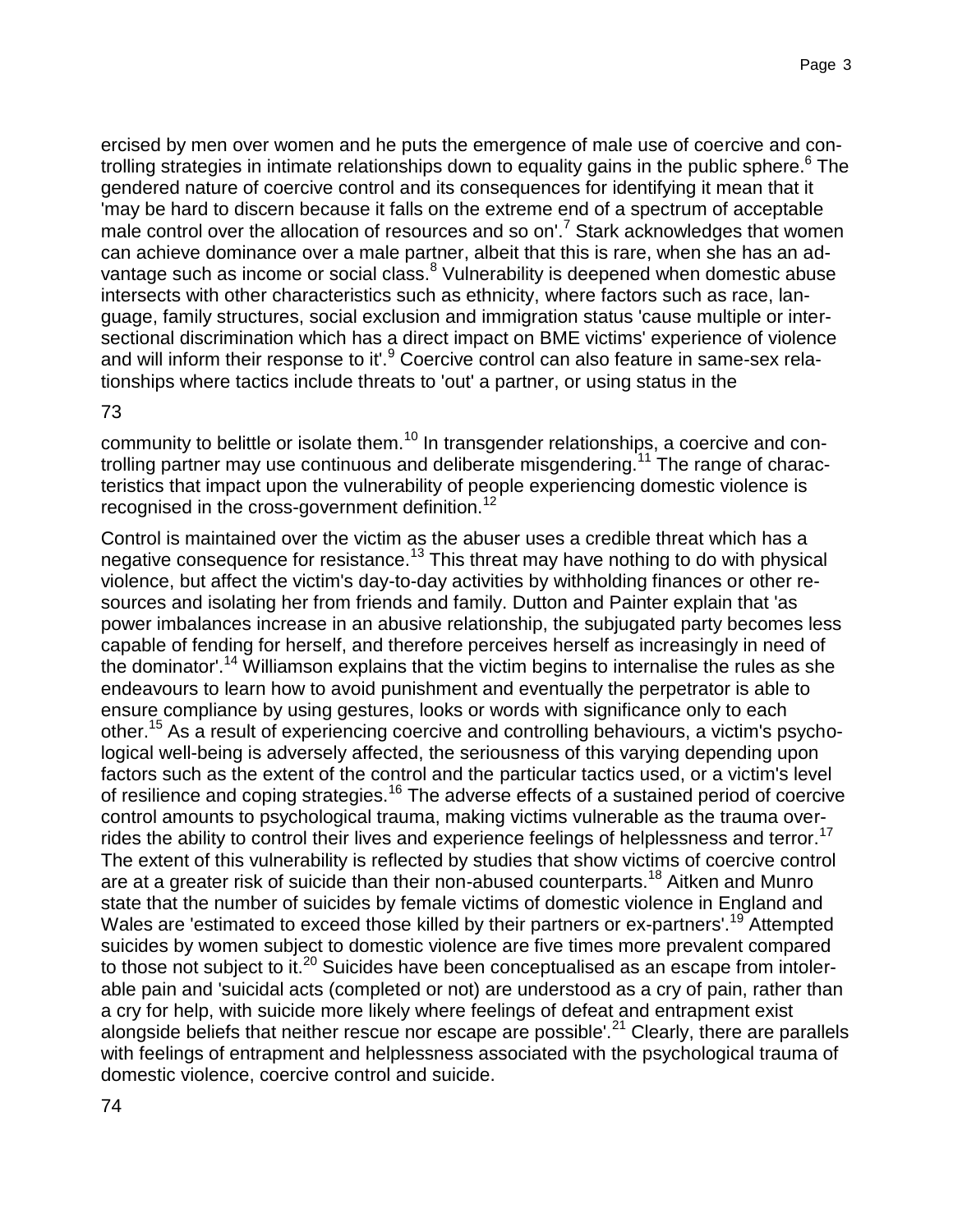ercised by men over women and he puts the emergence of male use of coercive and controlling strategies in intimate relationships down to equality gains in the public sphere.[6] The gendered nature of coercive control and its consequences for identifying it mean that it 'may be hard to discern because it falls on the extreme end of a spectrum of acceptable male control over the allocation of resources and so on'.[7] Stark acknowledges that women can achieve dominance over a male partner, albeit that this is rare, when she has an advantage such as income or social class.[8] Vulnerability is deepened when domestic abuse intersects with other characteristics such as ethnicity, where factors such as race, language, family structures, social exclusion and immigration status 'cause multiple or intersectional discrimination which has a direct impact on BME victims' experience of violence and will inform their response to it'.[9] Coercive control can also feature in same-sex relationships where tactics include threats to 'out' a partner, or using status in the community to belittle or isolate them.[10] In transgender relationships, a coercive and controlling partner may use continuous and deliberate misgendering.[11] The range of characteristics that impact upon the vulnerability of people experiencing domestic violence is recognised in the cross-government definition.[12]

Control is maintained over the victim as the abuser uses a credible threat which has a negative consequence for resistance.[13] This threat may have nothing to do with physical violence, but affect the victim's day-to-day activities by withholding finances or other resources and isolating her from friends and family. Dutton and Painter explain that 'as power imbalances increase in an abusive relationship, the subjugated party becomes less capable of fending for herself, and therefore perceives herself as increasingly in need of the dominator'.[14] Williamson explains that the victim begins to internalise the rules as she endeavours to learn how to avoid punishment and eventually the perpetrator is able to ensure compliance by using gestures, looks or words with significance only to each other.[15] As a result of experiencing coercive and controlling behaviours, a victim's psychological well-being is adversely affected, the seriousness of this varying depending upon factors such as the extent of the control and the particular tactics used, or a victim's level of resilience and coping strategies.[16] The adverse effects of a sustained period of coercive control amounts to psychological trauma, making victims vulnerable as the trauma overrides the ability to control their lives and experience feelings of helplessness and terror.[17] The extent of this vulnerability is reflected by studies that show victims of coercive control are at a greater risk of suicide than their non-abused counterparts.[18] Aitken and Munro state that the number of suicides by female victims of domestic violence in England and Wales are 'estimated to exceed those killed by their partners or ex-partners'.[19] Attempted suicides by women subject to domestic violence are five times more prevalent compared to those not subject to it.[20] Suicides have been conceptualised as an escape from intolerable pain and 'suicidal acts (completed or not) are understood as a cry of pain, rather than a cry for help, with suicide more likely where feelings of defeat and entrapment exist alongside beliefs that neither rescue nor escape are possible'.[21] Clearly, there are parallels with feelings of entrapment and helplessness associated with the psychological trauma of domestic violence, coercive control and suicide.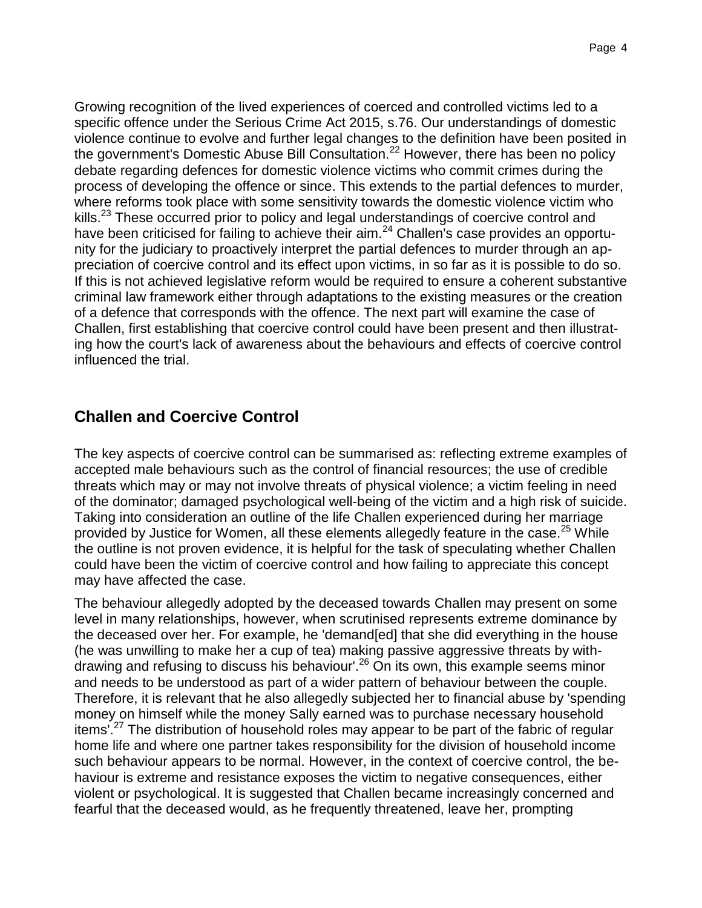Growing recognition of the lived experiences of coerced and controlled victims led to a specific offence under the Serious Crime Act 2015, s.76. Our understandings of domestic violence continue to evolve and further legal changes to the definition have been posited in the government's Domestic Abuse Bill Consultation.[22] However, there has been no policy debate regarding defences for domestic violence victims who commit crimes during the process of developing the offence or since. This extends to the partial defences to murder, where reforms took place with some sensitivity towards the domestic violence victim who kills.[23] These occurred prior to policy and legal understandings of coercive control and have been criticised for failing to achieve their aim.[24] Challen's case provides an opportunity for the judiciary to proactively interpret the partial defences to murder through an appreciation of coercive control and its effect upon victims, in so far as it is possible to do so. If this is not achieved legislative reform would be required to ensure a coherent substantive criminal law framework either through adaptations to the existing measures or the creation of a defence that corresponds with the offence. The next part will examine the case of Challen, first establishing that coercive control could have been present and then illustrating how the court's lack of awareness about the behaviours and effects of coercive control influenced the trial.

## Challen and Coercive Control

The key aspects of coercive control can be summarised as: reflecting extreme examples of accepted male behaviours such as the control of financial resources; the use of credible threats which may or may not involve threats of physical violence; a victim feeling in need of the dominator; damaged psychological well-being of the victim and a high risk of suicide. Taking into consideration an outline of the life Challen experienced during her marriage provided by Justice for Women, all these elements allegedly feature in the case.[25] While the outline is not proven evidence, it is helpful for the task of speculating whether Challen could have been the victim of coercive control and how failing to appreciate this concept may have affected the case.

The behaviour allegedly adopted by the deceased towards Challen may present on some level in many relationships, however, when scrutinised represents extreme dominance by the deceased over her. For example, he 'demand[ed] that she did everything in the house (he was unwilling to make her a cup of tea) making passive aggressive threats by withdrawing and refusing to discuss his behaviour'.[26] On its own, this example seems minor and needs to be understood as part of a wider pattern of behaviour between the couple. Therefore, it is relevant that he also allegedly subjected her to financial abuse by 'spending money on himself while the money Sally earned was to purchase necessary household items'.[27] The distribution of household roles may appear to be part of the fabric of regular home life and where one partner takes responsibility for the division of household income such behaviour appears to be normal. However, in the context of coercive control, the behaviour is extreme and resistance exposes the victim to negative consequences, either violent or psychological. It is suggested that Challen became increasingly concerned and fearful that the deceased would, as he frequently threatened, leave her, prompting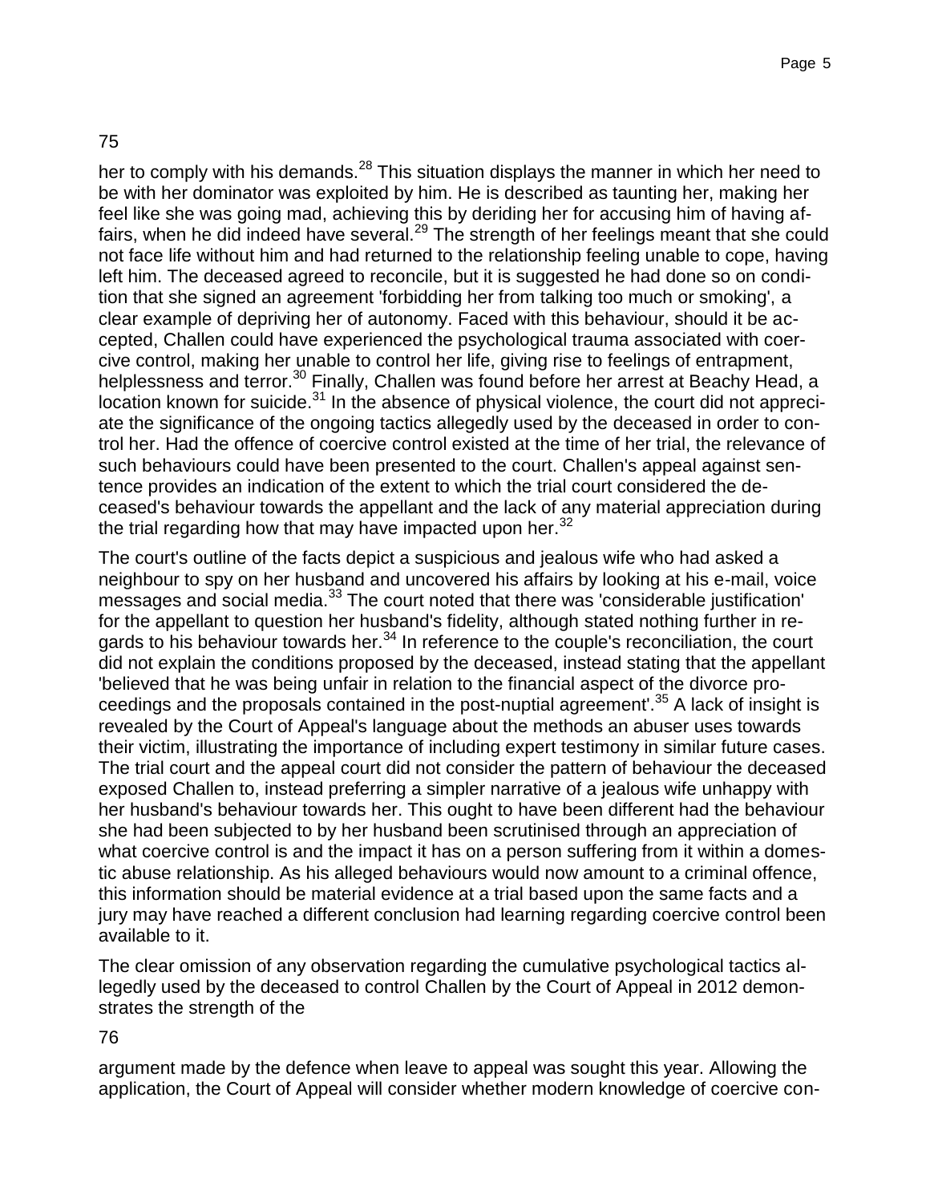75

her to comply with his demands.[28] This situation displays the manner in which her need to be with her dominator was exploited by him. He is described as taunting her, making her feel like she was going mad, achieving this by deriding her for accusing him of having affairs, when he did indeed have several.[29] The strength of her feelings meant that she could not face life without him and had returned to the relationship feeling unable to cope, having left him. The deceased agreed to reconcile, but it is suggested he had done so on condition that she signed an agreement 'forbidding her from talking too much or smoking', a clear example of depriving her of autonomy. Faced with this behaviour, should it be accepted, Challen could have experienced the psychological trauma associated with coercive control, making her unable to control her life, giving rise to feelings of entrapment, helplessness and terror.[30] Finally, Challen was found before her arrest at Beachy Head, a location known for suicide.[31] In the absence of physical violence, the court did not appreciate the significance of the ongoing tactics allegedly used by the deceased in order to control her. Had the offence of coercive control existed at the time of her trial, the relevance of such behaviours could have been presented to the court. Challen's appeal against sentence provides an indication of the extent to which the trial court considered the deceased's behaviour towards the appellant and the lack of any material appreciation during the trial regarding how that may have impacted upon her.[32]

The court's outline of the facts depict a suspicious and jealous wife who had asked a neighbour to spy on her husband and uncovered his affairs by looking at his e-mail, voice messages and social media.[33] The court noted that there was 'considerable justification' for the appellant to question her husband's fidelity, although stated nothing further in regards to his behaviour towards her.[34] In reference to the couple's reconciliation, the court did not explain the conditions proposed by the deceased, instead stating that the appellant 'believed that he was being unfair in relation to the financial aspect of the divorce proceedings and the proposals contained in the post-nuptial agreement'.[35] A lack of insight is revealed by the Court of Appeal's language about the methods an abuser uses towards their victim, illustrating the importance of including expert testimony in similar future cases. The trial court and the appeal court did not consider the pattern of behaviour the deceased exposed Challen to, instead preferring a simpler narrative of a jealous wife unhappy with her husband's behaviour towards her. This ought to have been different had the behaviour she had been subjected to by her husband been scrutinised through an appreciation of what coercive control is and the impact it has on a person suffering from it within a domestic abuse relationship. As his alleged behaviours would now amount to a criminal offence, this information should be material evidence at a trial based upon the same facts and a jury may have reached a different conclusion had learning regarding coercive control been available to it.

The clear omission of any observation regarding the cumulative psychological tactics allegedly used by the deceased to control Challen by the Court of Appeal in 2012 demonstrates the strength of the

76

argument made by the defence when leave to appeal was sought this year. Allowing the application, the Court of Appeal will consider whether modern knowledge of coercive con-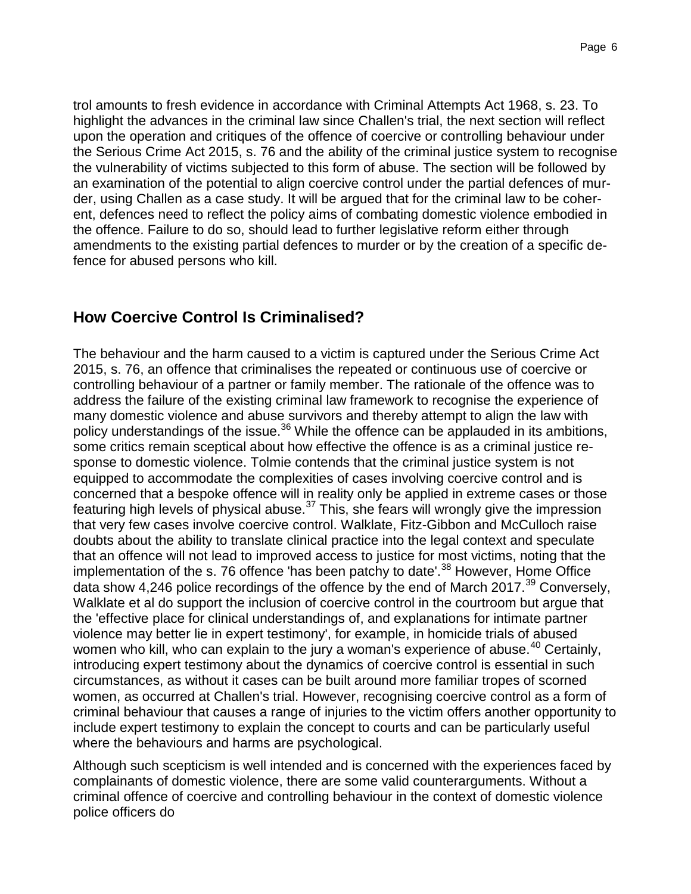trol amounts to fresh evidence in accordance with Criminal Attempts Act 1968, s. 23. To highlight the advances in the criminal law since Challen's trial, the next section will reflect upon the operation and critiques of the offence of coercive or controlling behaviour under the Serious Crime Act 2015, s. 76 and the ability of the criminal justice system to recognise the vulnerability of victims subjected to this form of abuse. The section will be followed by an examination of the potential to align coercive control under the partial defences of murder, using Challen as a case study. It will be argued that for the criminal law to be coherent, defences need to reflect the policy aims of combating domestic violence embodied in the offence. Failure to do so, should lead to further legislative reform either through amendments to the existing partial defences to murder or by the creation of a specific defence for abused persons who kill.

## How Coercive Control Is Criminalised?

The behaviour and the harm caused to a victim is captured under the Serious Crime Act 2015, s. 76, an offence that criminalises the repeated or continuous use of coercive or controlling behaviour of a partner or family member. The rationale of the offence was to address the failure of the existing criminal law framework to recognise the experience of many domestic violence and abuse survivors and thereby attempt to align the law with policy understandings of the issue.[36] While the offence can be applauded in its ambitions, some critics remain sceptical about how effective the offence is as a criminal justice response to domestic violence. Tolmie contends that the criminal justice system is not equipped to accommodate the complexities of cases involving coercive control and is concerned that a bespoke offence will in reality only be applied in extreme cases or those featuring high levels of physical abuse.[37] This, she fears will wrongly give the impression that very few cases involve coercive control. Walklate, Fitz-Gibbon and McCulloch raise doubts about the ability to translate clinical practice into the legal context and speculate that an offence will not lead to improved access to justice for most victims, noting that the implementation of the s. 76 offence 'has been patchy to date'.[38] However, Home Office data show 4,246 police recordings of the offence by the end of March 2017.[39] Conversely, Walklate et al do support the inclusion of coercive control in the courtroom but argue that the 'effective place for clinical understandings of, and explanations for intimate partner violence may better lie in expert testimony', for example, in homicide trials of abused women who kill, who can explain to the jury a woman's experience of abuse.[40] Certainly, introducing expert testimony about the dynamics of coercive control is essential in such circumstances, as without it cases can be built around more familiar tropes of scorned women, as occurred at Challen's trial. However, recognising coercive control as a form of criminal behaviour that causes a range of injuries to the victim offers another opportunity to include expert testimony to explain the concept to courts and can be particularly useful where the behaviours and harms are psychological.

Although such scepticism is well intended and is concerned with the experiences faced by complainants of domestic violence, there are some valid counterarguments. Without a criminal offence of coercive and controlling behaviour in the context of domestic violence police officers do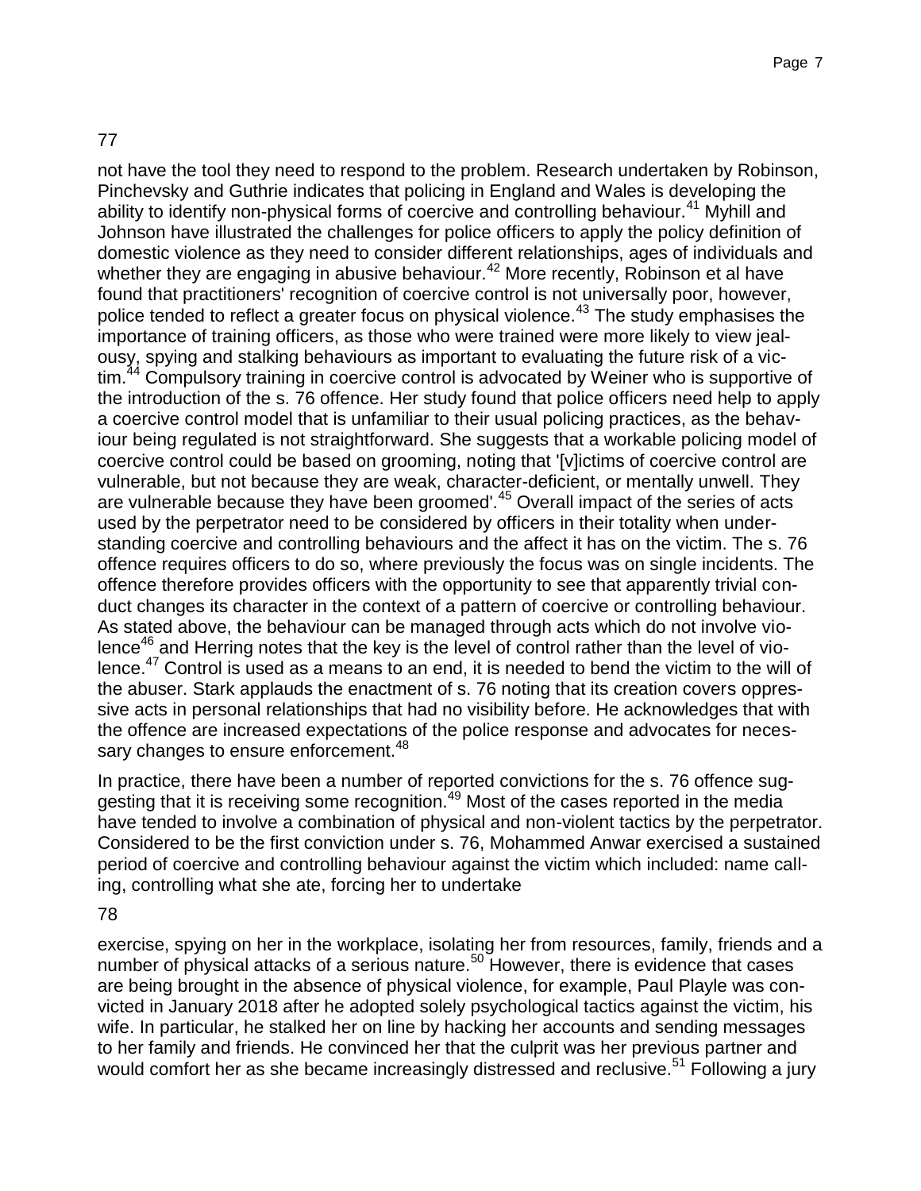77

not have the tool they need to respond to the problem. Research undertaken by Robinson, Pinchevsky and Guthrie indicates that policing in England and Wales is developing the ability to identify non-physical forms of coercive and controlling behaviour.[41] Myhill and Johnson have illustrated the challenges for police officers to apply the policy definition of domestic violence as they need to consider different relationships, ages of individuals and whether they are engaging in abusive behaviour.[42] More recently, Robinson et al have found that practitioners' recognition of coercive control is not universally poor, however, police tended to reflect a greater focus on physical violence.[43] The study emphasises the importance of training officers, as those who were trained were more likely to view jealousy, spying and stalking behaviours as important to evaluating the future risk of a victim.[44] Compulsory training in coercive control is advocated by Weiner who is supportive of the introduction of the s. 76 offence. Her study found that police officers need help to apply a coercive control model that is unfamiliar to their usual policing practices, as the behaviour being regulated is not straightforward. She suggests that a workable policing model of coercive control could be based on grooming, noting that '[v]ictims of coercive control are vulnerable, but not because they are weak, character-deficient, or mentally unwell. They are vulnerable because they have been groomed'.[45] Overall impact of the series of acts used by the perpetrator need to be considered by officers in their totality when understanding coercive and controlling behaviours and the affect it has on the victim. The s. 76 offence requires officers to do so, where previously the focus was on single incidents. The offence therefore provides officers with the opportunity to see that apparently trivial conduct changes its character in the context of a pattern of coercive or controlling behaviour. As stated above, the behaviour can be managed through acts which do not involve violence[46] and Herring notes that the key is the level of control rather than the level of violence.[47] Control is used as a means to an end, it is needed to bend the victim to the will of the abuser. Stark applauds the enactment of s. 76 noting that its creation covers oppressive acts in personal relationships that had no visibility before. He acknowledges that with the offence are increased expectations of the police response and advocates for necessary changes to ensure enforcement.[48]

In practice, there have been a number of reported convictions for the s. 76 offence suggesting that it is receiving some recognition.[49] Most of the cases reported in the media have tended to involve a combination of physical and non-violent tactics by the perpetrator. Considered to be the first conviction under s. 76, Mohammed Anwar exercised a sustained period of coercive and controlling behaviour against the victim which included: name calling, controlling what she ate, forcing her to undertake

78

exercise, spying on her in the workplace, isolating her from resources, family, friends and a number of physical attacks of a serious nature.[50] However, there is evidence that cases are being brought in the absence of physical violence, for example, Paul Playle was convicted in January 2018 after he adopted solely psychological tactics against the victim, his wife. In particular, he stalked her on line by hacking her accounts and sending messages to her family and friends. He convinced her that the culprit was her previous partner and would comfort her as she became increasingly distressed and reclusive.[51] Following a jury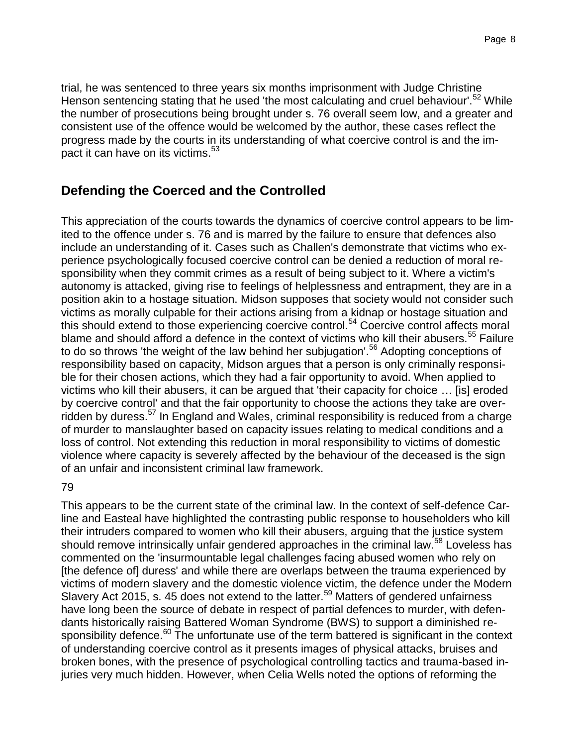trial, he was sentenced to three years six months imprisonment with Judge Christine Henson sentencing stating that he used 'the most calculating and cruel behaviour'.[52] While the number of prosecutions being brought under s. 76 overall seem low, and a greater and consistent use of the offence would be welcomed by the author, these cases reflect the progress made by the courts in its understanding of what coercive control is and the impact it can have on its victims.[53]

## Defending the Coerced and the Controlled

This appreciation of the courts towards the dynamics of coercive control appears to be limited to the offence under s. 76 and is marred by the failure to ensure that defences also include an understanding of it. Cases such as Challen's demonstrate that victims who experience psychologically focused coercive control can be denied a reduction of moral responsibility when they commit crimes as a result of being subject to it. Where a victim's autonomy is attacked, giving rise to feelings of helplessness and entrapment, they are in a position akin to a hostage situation. Midson supposes that society would not consider such victims as morally culpable for their actions arising from a kidnap or hostage situation and this should extend to those experiencing coercive control.[54] Coercive control affects moral blame and should afford a defence in the context of victims who kill their abusers.[55] Failure to do so throws 'the weight of the law behind her subjugation'.[56] Adopting conceptions of responsibility based on capacity, Midson argues that a person is only criminally responsible for their chosen actions, which they had a fair opportunity to avoid. When applied to victims who kill their abusers, it can be argued that 'their capacity for choice … [is] eroded by coercive control' and that the fair opportunity to choose the actions they take are overridden by duress.[57] In England and Wales, criminal responsibility is reduced from a charge of murder to manslaughter based on capacity issues relating to medical conditions and a loss of control. Not extending this reduction in moral responsibility to victims of domestic violence where capacity is severely affected by the behaviour of the deceased is the sign of an unfair and inconsistent criminal law framework.

79

This appears to be the current state of the criminal law. In the context of self-defence Carline and Easteal have highlighted the contrasting public response to householders who kill their intruders compared to women who kill their abusers, arguing that the justice system should remove intrinsically unfair gendered approaches in the criminal law.[58] Loveless has commented on the 'insurmountable legal challenges facing abused women who rely on [the defence of] duress' and while there are overlaps between the trauma experienced by victims of modern slavery and the domestic violence victim, the defence under the Modern Slavery Act 2015, s. 45 does not extend to the latter.[59] Matters of gendered unfairness have long been the source of debate in respect of partial defences to murder, with defendants historically raising Battered Woman Syndrome (BWS) to support a diminished responsibility defence.[60] The unfortunate use of the term battered is significant in the context of understanding coercive control as it presents images of physical attacks, bruises and broken bones, with the presence of psychological controlling tactics and trauma-based injuries very much hidden. However, when Celia Wells noted the options of reforming the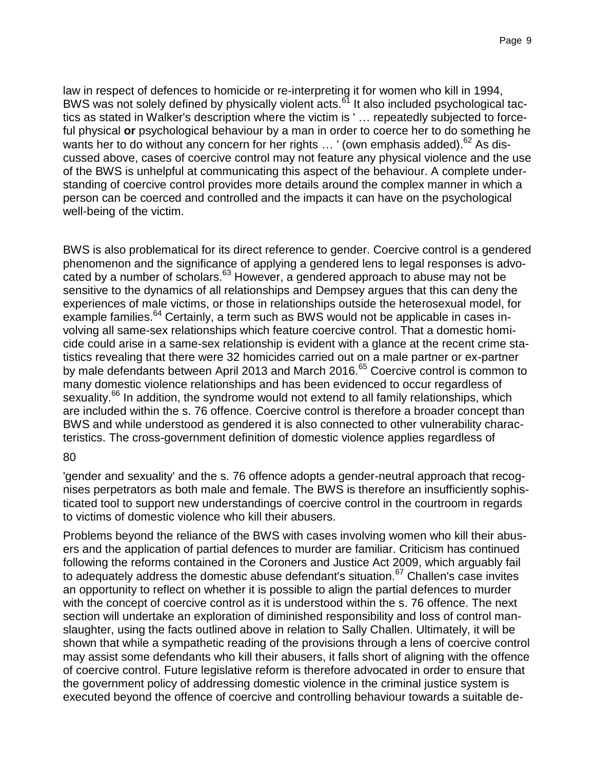law in respect of defences to homicide or re-interpreting it for women who kill in 1994, BWS was not solely defined by physically violent acts.[61] It also included psychological tactics as stated in Walker's description where the victim is ' … repeatedly subjected to forceful physical **or** psychological behaviour by a man in order to coerce her to do something he wants her to do without any concern for her rights … ' (own emphasis added).[62] As discussed above, cases of coercive control may not feature any physical violence and the use of the BWS is unhelpful at communicating this aspect of the behaviour. A complete understanding of coercive control provides more details around the complex manner in which a person can be coerced and controlled and the impacts it can have on the psychological well-being of the victim.

BWS is also problematical for its direct reference to gender. Coercive control is a gendered phenomenon and the significance of applying a gendered lens to legal responses is advocated by a number of scholars.[63] However, a gendered approach to abuse may not be sensitive to the dynamics of all relationships and Dempsey argues that this can deny the experiences of male victims, or those in relationships outside the heterosexual model, for example families.[64] Certainly, a term such as BWS would not be applicable in cases involving all same-sex relationships which feature coercive control. That a domestic homicide could arise in a same-sex relationship is evident with a glance at the recent crime statistics revealing that there were 32 homicides carried out on a male partner or ex-partner by male defendants between April 2013 and March 2016.[65] Coercive control is common to many domestic violence relationships and has been evidenced to occur regardless of sexuality.[66] In addition, the syndrome would not extend to all family relationships, which are included within the s. 76 offence. Coercive control is therefore a broader concept than BWS and while understood as gendered it is also connected to other vulnerability characteristics. The cross-government definition of domestic violence applies regardless of

80

'gender and sexuality' and the s. 76 offence adopts a gender-neutral approach that recognises perpetrators as both male and female. The BWS is therefore an insufficiently sophisticated tool to support new understandings of coercive control in the courtroom in regards to victims of domestic violence who kill their abusers.

Problems beyond the reliance of the BWS with cases involving women who kill their abusers and the application of partial defences to murder are familiar. Criticism has continued following the reforms contained in the Coroners and Justice Act 2009, which arguably fail to adequately address the domestic abuse defendant's situation.[67] Challen's case invites an opportunity to reflect on whether it is possible to align the partial defences to murder with the concept of coercive control as it is understood within the s. 76 offence. The next section will undertake an exploration of diminished responsibility and loss of control manslaughter, using the facts outlined above in relation to Sally Challen. Ultimately, it will be shown that while a sympathetic reading of the provisions through a lens of coercive control may assist some defendants who kill their abusers, it falls short of aligning with the offence of coercive control. Future legislative reform is therefore advocated in order to ensure that the government policy of addressing domestic violence in the criminal justice system is executed beyond the offence of coercive and controlling behaviour towards a suitable de-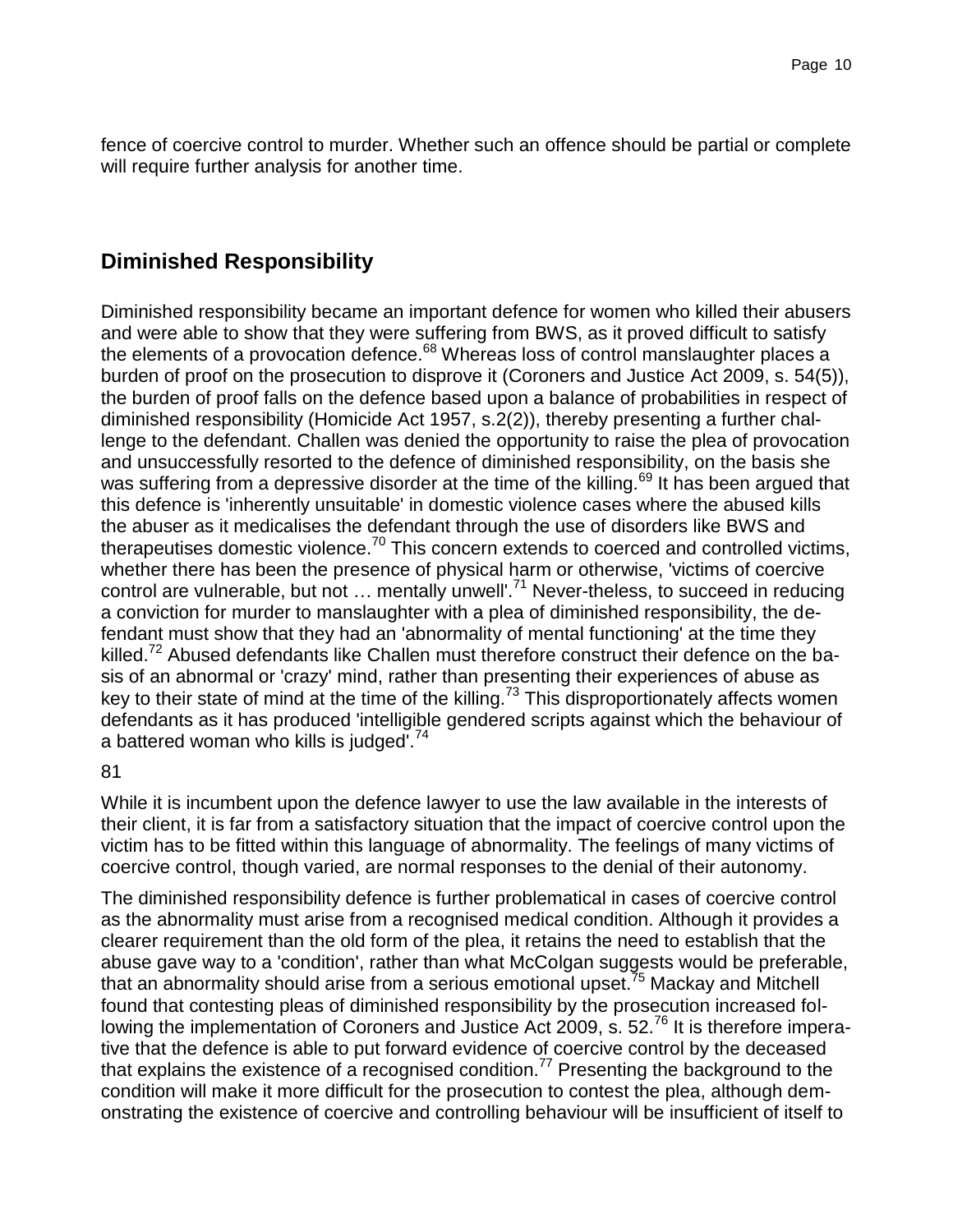fence of coercive control to murder. Whether such an offence should be partial or complete will require further analysis for another time.

## Diminished Responsibility

Diminished responsibility became an important defence for women who killed their abusers and were able to show that they were suffering from BWS, as it proved difficult to satisfy the elements of a provocation defence.[68] Whereas loss of control manslaughter places a burden of proof on the prosecution to disprove it (Coroners and Justice Act 2009, s. 54(5)), the burden of proof falls on the defence based upon a balance of probabilities in respect of diminished responsibility (Homicide Act 1957, s.2(2)), thereby presenting a further challenge to the defendant. Challen was denied the opportunity to raise the plea of provocation and unsuccessfully resorted to the defence of diminished responsibility, on the basis she was suffering from a depressive disorder at the time of the killing.[69] It has been argued that this defence is 'inherently unsuitable' in domestic violence cases where the abused kills the abuser as it medicalises the defendant through the use of disorders like BWS and therapeutises domestic violence.[70] This concern extends to coerced and controlled victims, whether there has been the presence of physical harm or otherwise, 'victims of coercive control are vulnerable, but not … mentally unwell'.[71] Never-theless, to succeed in reducing a conviction for murder to manslaughter with a plea of diminished responsibility, the defendant must show that they had an 'abnormality of mental functioning' at the time they killed.[72] Abused defendants like Challen must therefore construct their defence on the basis of an abnormal or 'crazy' mind, rather than presenting their experiences of abuse as key to their state of mind at the time of the killing.[73] This disproportionately affects women defendants as it has produced 'intelligible gendered scripts against which the behaviour of a battered woman who kills is judged'.[74]

81

While it is incumbent upon the defence lawyer to use the law available in the interests of their client, it is far from a satisfactory situation that the impact of coercive control upon the victim has to be fitted within this language of abnormality. The feelings of many victims of coercive control, though varied, are normal responses to the denial of their autonomy.

The diminished responsibility defence is further problematical in cases of coercive control as the abnormality must arise from a recognised medical condition. Although it provides a clearer requirement than the old form of the plea, it retains the need to establish that the abuse gave way to a 'condition', rather than what McColgan suggests would be preferable, that an abnormality should arise from a serious emotional upset.[75] Mackay and Mitchell found that contesting pleas of diminished responsibility by the prosecution increased following the implementation of Coroners and Justice Act 2009, s. 52.[76] It is therefore imperative that the defence is able to put forward evidence of coercive control by the deceased that explains the existence of a recognised condition.[77] Presenting the background to the condition will make it more difficult for the prosecution to contest the plea, although demonstrating the existence of coercive and controlling behaviour will be insufficient of itself to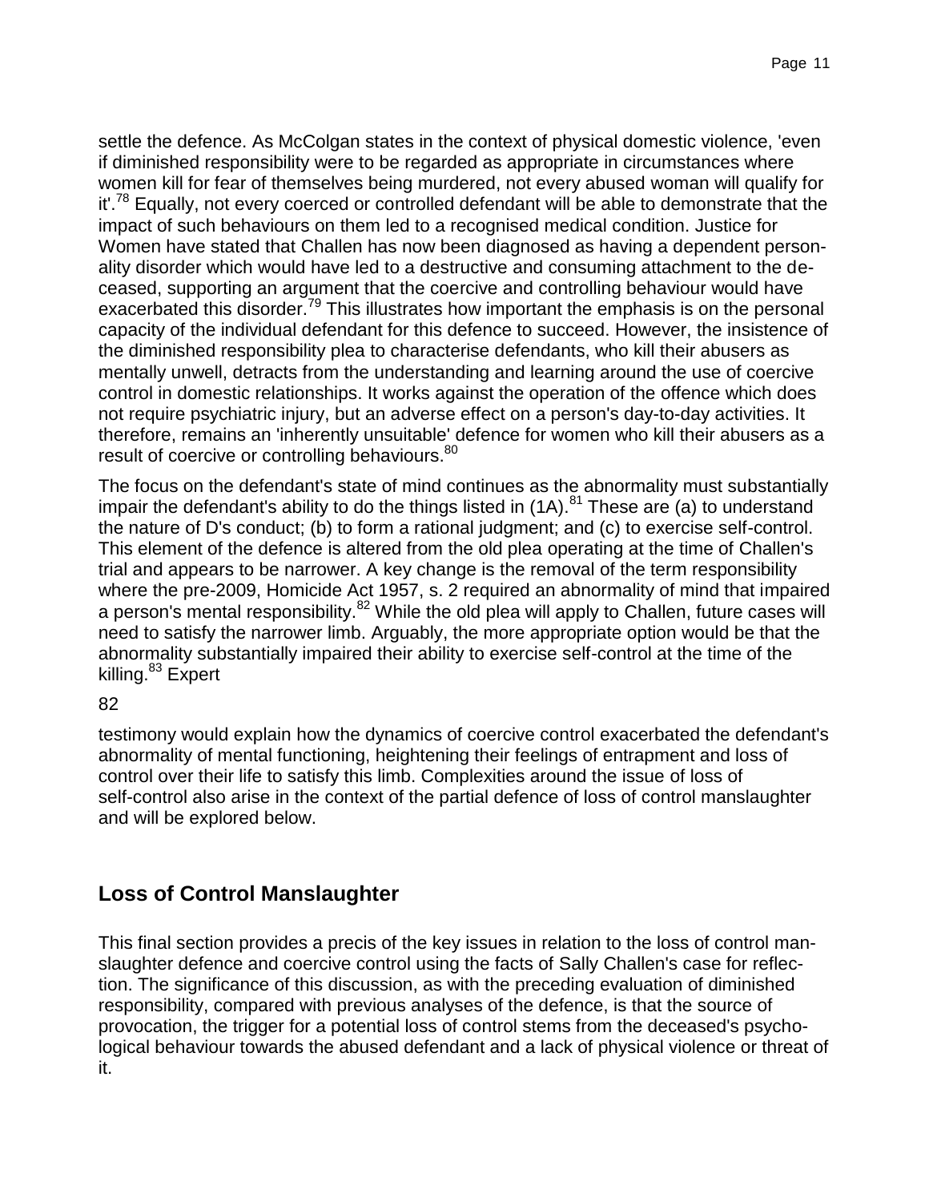settle the defence. As McColgan states in the context of physical domestic violence, 'even if diminished responsibility were to be regarded as appropriate in circumstances where women kill for fear of themselves being murdered, not every abused woman will qualify for it'.[78] Equally, not every coerced or controlled defendant will be able to demonstrate that the impact of such behaviours on them led to a recognised medical condition. Justice for Women have stated that Challen has now been diagnosed as having a dependent personality disorder which would have led to a destructive and consuming attachment to the deceased, supporting an argument that the coercive and controlling behaviour would have exacerbated this disorder.[79] This illustrates how important the emphasis is on the personal capacity of the individual defendant for this defence to succeed. However, the insistence of the diminished responsibility plea to characterise defendants, who kill their abusers as mentally unwell, detracts from the understanding and learning around the use of coercive control in domestic relationships. It works against the operation of the offence which does not require psychiatric injury, but an adverse effect on a person's day-to-day activities. It therefore, remains an 'inherently unsuitable' defence for women who kill their abusers as a result of coercive or controlling behaviours.[80]

The focus on the defendant's state of mind continues as the abnormality must substantially impair the defendant's ability to do the things listed in (1A).[81] These are (a) to understand the nature of D's conduct; (b) to form a rational judgment; and (c) to exercise self-control. This element of the defence is altered from the old plea operating at the time of Challen's trial and appears to be narrower. A key change is the removal of the term responsibility where the pre-2009, Homicide Act 1957, s. 2 required an abnormality of mind that impaired a person's mental responsibility.[82] While the old plea will apply to Challen, future cases will need to satisfy the narrower limb. Arguably, the more appropriate option would be that the abnormality substantially impaired their ability to exercise self-control at the time of the killing.[83] Expert

82

testimony would explain how the dynamics of coercive control exacerbated the defendant's abnormality of mental functioning, heightening their feelings of entrapment and loss of control over their life to satisfy this limb. Complexities around the issue of loss of self-control also arise in the context of the partial defence of loss of control manslaughter and will be explored below.

## Loss of Control Manslaughter

This final section provides a precis of the key issues in relation to the loss of control manslaughter defence and coercive control using the facts of Sally Challen's case for reflection. The significance of this discussion, as with the preceding evaluation of diminished responsibility, compared with previous analyses of the defence, is that the source of provocation, the trigger for a potential loss of control stems from the deceased's psychological behaviour towards the abused defendant and a lack of physical violence or threat of it.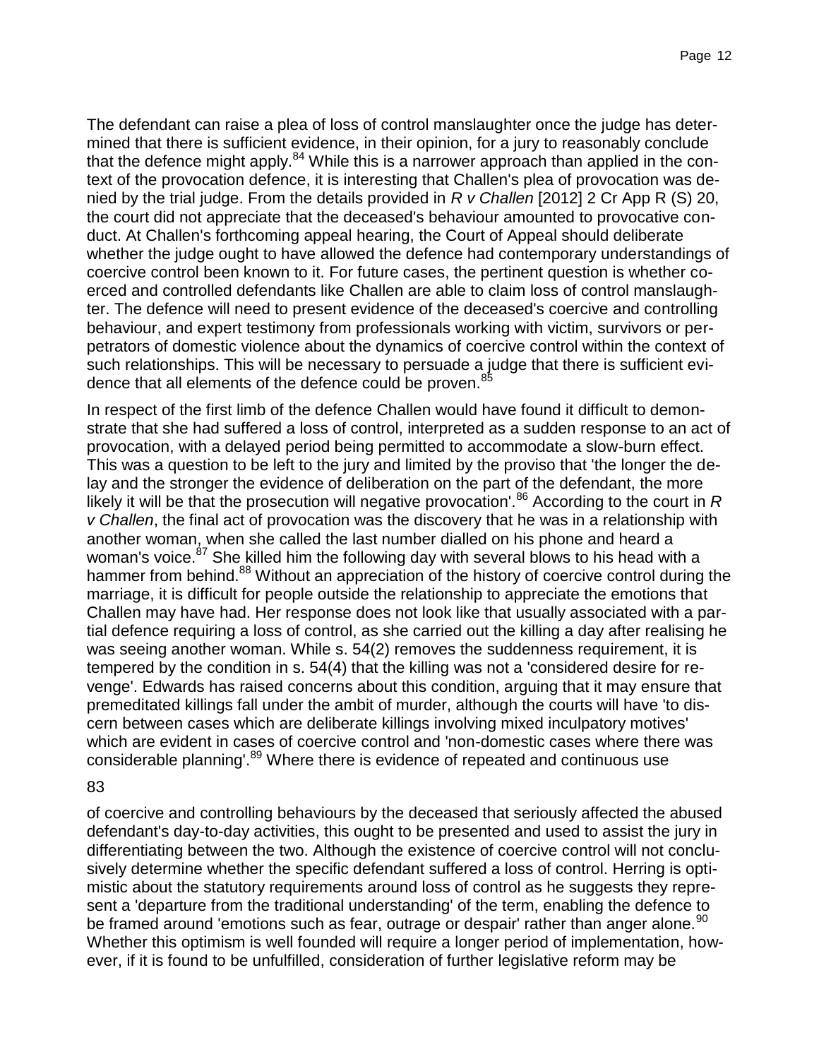The defendant can raise a plea of loss of control manslaughter once the judge has determined that there is sufficient evidence, in their opinion, for a jury to reasonably conclude that the defence might apply.[84] While this is a narrower approach than applied in the context of the provocation defence, it is interesting that Challen's plea of provocation was denied by the trial judge. From the details provided in *R v Challen* [2012] 2 Cr App R (S) 20, the court did not appreciate that the deceased's behaviour amounted to provocative conduct. At Challen's forthcoming appeal hearing, the Court of Appeal should deliberate whether the judge ought to have allowed the defence had contemporary understandings of coercive control been known to it. For future cases, the pertinent question is whether coerced and controlled defendants like Challen are able to claim loss of control manslaughter. The defence will need to present evidence of the deceased's coercive and controlling behaviour, and expert testimony from professionals working with victim, survivors or perpetrators of domestic violence about the dynamics of coercive control within the context of such relationships. This will be necessary to persuade a judge that there is sufficient evidence that all elements of the defence could be proven.[85]

In respect of the first limb of the defence Challen would have found it difficult to demonstrate that she had suffered a loss of control, interpreted as a sudden response to an act of provocation, with a delayed period being permitted to accommodate a slow-burn effect. This was a question to be left to the jury and limited by the proviso that 'the longer the delay and the stronger the evidence of deliberation on the part of the defendant, the more likely it will be that the prosecution will negative provocation'.[86] According to the court in *R v Challen*, the final act of provocation was the discovery that he was in a relationship with another woman, when she called the last number dialled on his phone and heard a woman's voice.[87] She killed him the following day with several blows to his head with a hammer from behind.[88] Without an appreciation of the history of coercive control during the marriage, it is difficult for people outside the relationship to appreciate the emotions that Challen may have had. Her response does not look like that usually associated with a partial defence requiring a loss of control, as she carried out the killing a day after realising he was seeing another woman. While s. 54(2) removes the suddenness requirement, it is tempered by the condition in s. 54(4) that the killing was not a 'considered desire for revenge'. Edwards has raised concerns about this condition, arguing that it may ensure that premeditated killings fall under the ambit of murder, although the courts will have 'to discern between cases which are deliberate killings involving mixed inculpatory motives' which are evident in cases of coercive control and 'non-domestic cases where there was considerable planning'.[89] Where there is evidence of repeated and continuous use of coercive and controlling behaviours by the deceased that seriously affected the abused defendant's day-to-day activities, this ought to be presented and used to assist the jury in differentiating between the two. Although the existence of coercive control will not conclusively determine whether the specific defendant suffered a loss of control. Herring is optimistic about the statutory requirements around loss of control as he suggests they represent a 'departure from the traditional understanding' of the term, enabling the defence to be framed around 'emotions such as fear, outrage or despair' rather than anger alone.[90] Whether this optimism is well founded will require a longer period of implementation, however, if it is found to be unfulfilled, consideration of further legislative reform may be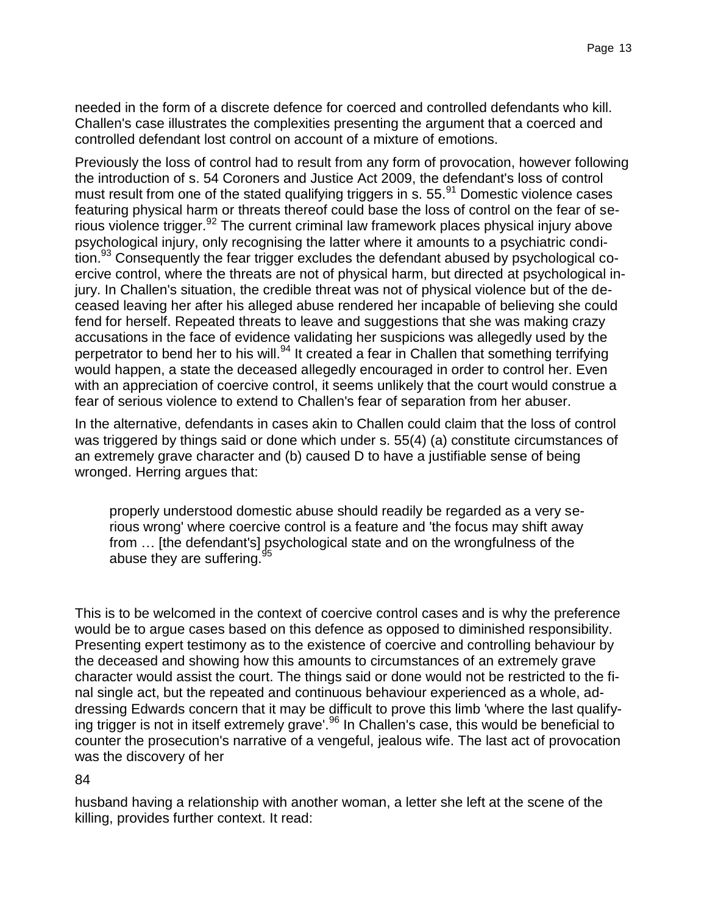needed in the form of a discrete defence for coerced and controlled defendants who kill. Challen's case illustrates the complexities presenting the argument that a coerced and controlled defendant lost control on account of a mixture of emotions.

Previously the loss of control had to result from any form of provocation, however following the introduction of s. 54 Coroners and Justice Act 2009, the defendant's loss of control must result from one of the stated qualifying triggers in s. 55.[91] Domestic violence cases featuring physical harm or threats thereof could base the loss of control on the fear of serious violence trigger.[92] The current criminal law framework places physical injury above psychological injury, only recognising the latter where it amounts to a psychiatric condition.[93] Consequently the fear trigger excludes the defendant abused by psychological coercive control, where the threats are not of physical harm, but directed at psychological injury. In Challen's situation, the credible threat was not of physical violence but of the deceased leaving her after his alleged abuse rendered her incapable of believing she could fend for herself. Repeated threats to leave and suggestions that she was making crazy accusations in the face of evidence validating her suspicions was allegedly used by the perpetrator to bend her to his will.[94] It created a fear in Challen that something terrifying would happen, a state the deceased allegedly encouraged in order to control her. Even with an appreciation of coercive control, it seems unlikely that the court would construe a fear of serious violence to extend to Challen's fear of separation from her abuser.

In the alternative, defendants in cases akin to Challen could claim that the loss of control was triggered by things said or done which under s. 55(4) (a) constitute circumstances of an extremely grave character and (b) caused D to have a justifiable sense of being wronged. Herring argues that:

> properly understood domestic abuse should readily be regarded as a very serious wrong' where coercive control is a feature and 'the focus may shift away from … [the defendant's] psychological state and on the wrongfulness of the abuse they are suffering.[95]

This is to be welcomed in the context of coercive control cases and is why the preference would be to argue cases based on this defence as opposed to diminished responsibility. Presenting expert testimony as to the existence of coercive and controlling behaviour by the deceased and showing how this amounts to circumstances of an extremely grave character would assist the court. The things said or done would not be restricted to the final single act, but the repeated and continuous behaviour experienced as a whole, addressing Edwards concern that it may be difficult to prove this limb 'where the last qualifying trigger is not in itself extremely grave'.[96] In Challen's case, this would be beneficial to counter the prosecution's narrative of a vengeful, jealous wife. The last act of provocation was the discovery of her

84

husband having a relationship with another woman, a letter she left at the scene of the killing, provides further context. It read: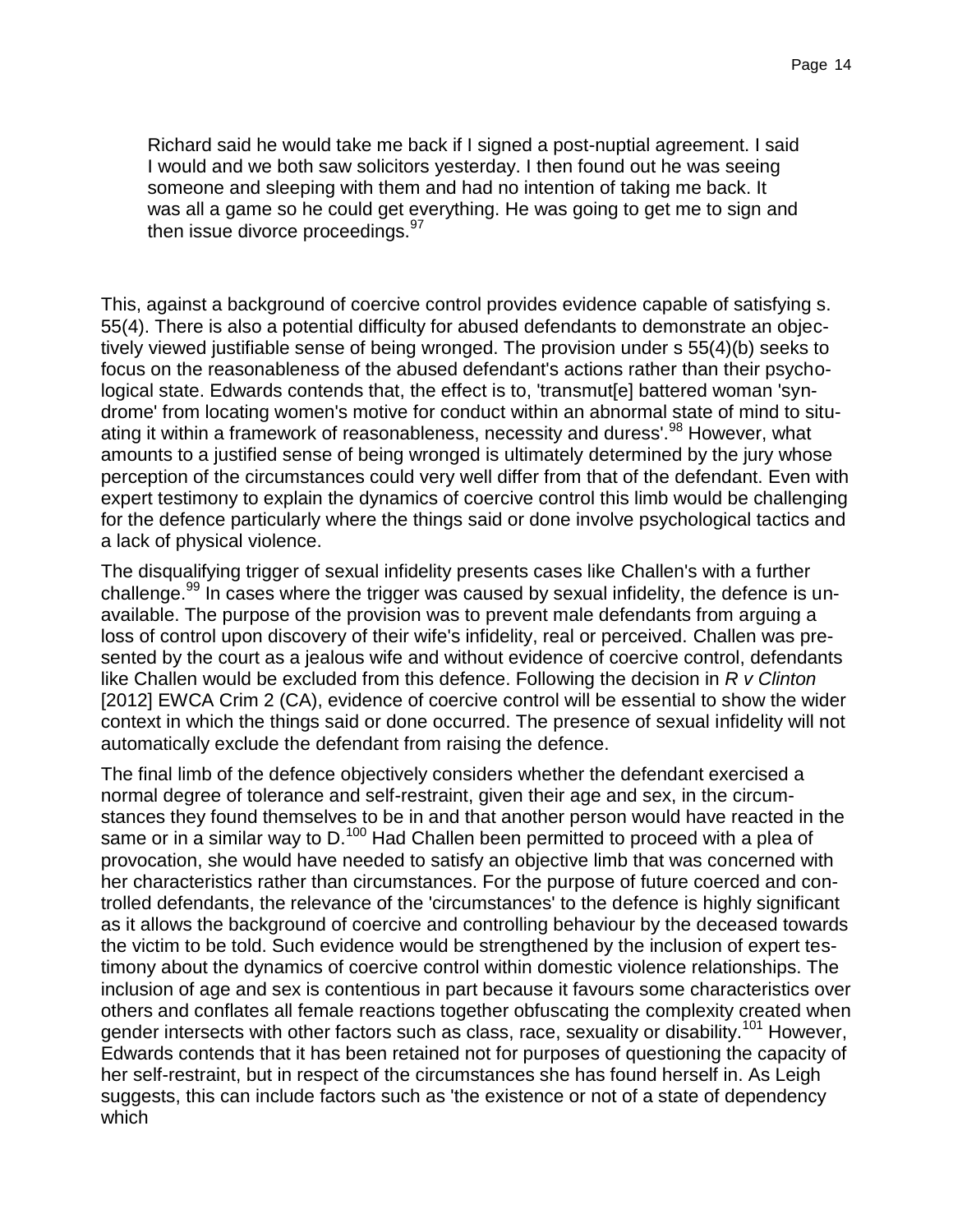> Richard said he would take me back if I signed a post-nuptial agreement. I said I would and we both saw solicitors yesterday. I then found out he was seeing someone and sleeping with them and had no intention of taking me back. It was all a game so he could get everything. He was going to get me to sign and then issue divorce proceedings.[97]

This, against a background of coercive control provides evidence capable of satisfying s. 55(4). There is also a potential difficulty for abused defendants to demonstrate an objectively viewed justifiable sense of being wronged. The provision under s 55(4)(b) seeks to focus on the reasonableness of the abused defendant's actions rather than their psychological state. Edwards contends that, the effect is to, 'transmut[e] battered woman 'syndrome' from locating women's motive for conduct within an abnormal state of mind to situating it within a framework of reasonableness, necessity and duress'.[98] However, what amounts to a justified sense of being wronged is ultimately determined by the jury whose perception of the circumstances could very well differ from that of the defendant. Even with expert testimony to explain the dynamics of coercive control this limb would be challenging for the defence particularly where the things said or done involve psychological tactics and a lack of physical violence.

The disqualifying trigger of sexual infidelity presents cases like Challen's with a further challenge.[99] In cases where the trigger was caused by sexual infidelity, the defence is unavailable. The purpose of the provision was to prevent male defendants from arguing a loss of control upon discovery of their wife's infidelity, real or perceived. Challen was presented by the court as a jealous wife and without evidence of coercive control, defendants like Challen would be excluded from this defence. Following the decision in *R v Clinton* [2012] EWCA Crim 2 (CA), evidence of coercive control will be essential to show the wider context in which the things said or done occurred. The presence of sexual infidelity will not automatically exclude the defendant from raising the defence.

The final limb of the defence objectively considers whether the defendant exercised a normal degree of tolerance and self-restraint, given their age and sex, in the circumstances they found themselves to be in and that another person would have reacted in the same or in a similar way to D.[100] Had Challen been permitted to proceed with a plea of provocation, she would have needed to satisfy an objective limb that was concerned with her characteristics rather than circumstances. For the purpose of future coerced and controlled defendants, the relevance of the 'circumstances' to the defence is highly significant as it allows the background of coercive and controlling behaviour by the deceased towards the victim to be told. Such evidence would be strengthened by the inclusion of expert testimony about the dynamics of coercive control within domestic violence relationships. The inclusion of age and sex is contentious in part because it favours some characteristics over others and conflates all female reactions together obfuscating the complexity created when gender intersects with other factors such as class, race, sexuality or disability.[101] However, Edwards contends that it has been retained not for purposes of questioning the capacity of her self-restraint, but in respect of the circumstances she has found herself in. As Leigh suggests, this can include factors such as 'the existence or not of a state of dependency which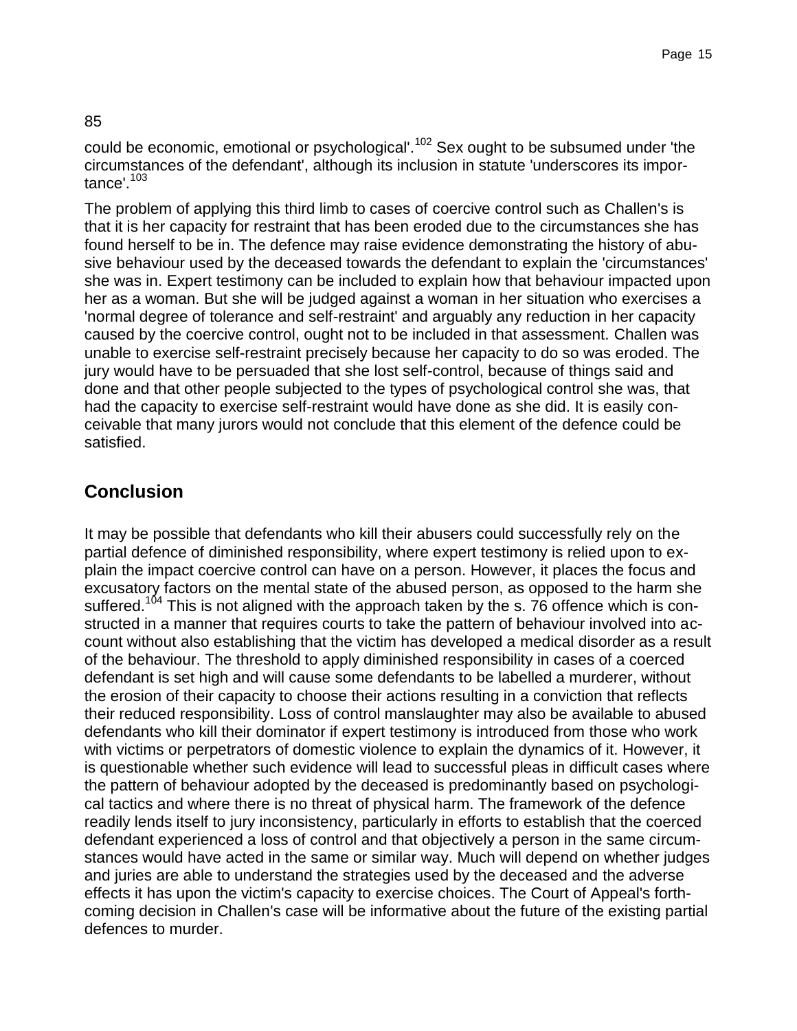85

could be economic, emotional or psychological'.[102] Sex ought to be subsumed under 'the circumstances of the defendant', although its inclusion in statute 'underscores its importance'.[103]

The problem of applying this third limb to cases of coercive control such as Challen's is that it is her capacity for restraint that has been eroded due to the circumstances she has found herself to be in. The defence may raise evidence demonstrating the history of abusive behaviour used by the deceased towards the defendant to explain the 'circumstances' she was in. Expert testimony can be included to explain how that behaviour impacted upon her as a woman. But she will be judged against a woman in her situation who exercises a 'normal degree of tolerance and self-restraint' and arguably any reduction in her capacity caused by the coercive control, ought not to be included in that assessment. Challen was unable to exercise self-restraint precisely because her capacity to do so was eroded. The jury would have to be persuaded that she lost self-control, because of things said and done and that other people subjected to the types of psychological control she was, that had the capacity to exercise self-restraint would have done as she did. It is easily conceivable that many jurors would not conclude that this element of the defence could be satisfied.

## Conclusion

It may be possible that defendants who kill their abusers could successfully rely on the partial defence of diminished responsibility, where expert testimony is relied upon to explain the impact coercive control can have on a person. However, it places the focus and excusatory factors on the mental state of the abused person, as opposed to the harm she suffered.[104] This is not aligned with the approach taken by the s. 76 offence which is constructed in a manner that requires courts to take the pattern of behaviour involved into account without also establishing that the victim has developed a medical disorder as a result of the behaviour. The threshold to apply diminished responsibility in cases of a coerced defendant is set high and will cause some defendants to be labelled a murderer, without the erosion of their capacity to choose their actions resulting in a conviction that reflects their reduced responsibility. Loss of control manslaughter may also be available to abused defendants who kill their dominator if expert testimony is introduced from those who work with victims or perpetrators of domestic violence to explain the dynamics of it. However, it is questionable whether such evidence will lead to successful pleas in difficult cases where the pattern of behaviour adopted by the deceased is predominantly based on psychological tactics and where there is no threat of physical harm. The framework of the defence readily lends itself to jury inconsistency, particularly in efforts to establish that the coerced defendant experienced a loss of control and that objectively a person in the same circumstances would have acted in the same or similar way. Much will depend on whether judges and juries are able to understand the strategies used by the deceased and the adverse effects it has upon the victim's capacity to exercise choices. The Court of Appeal's forthcoming decision in Challen's case will be informative about the future of the existing partial defences to murder.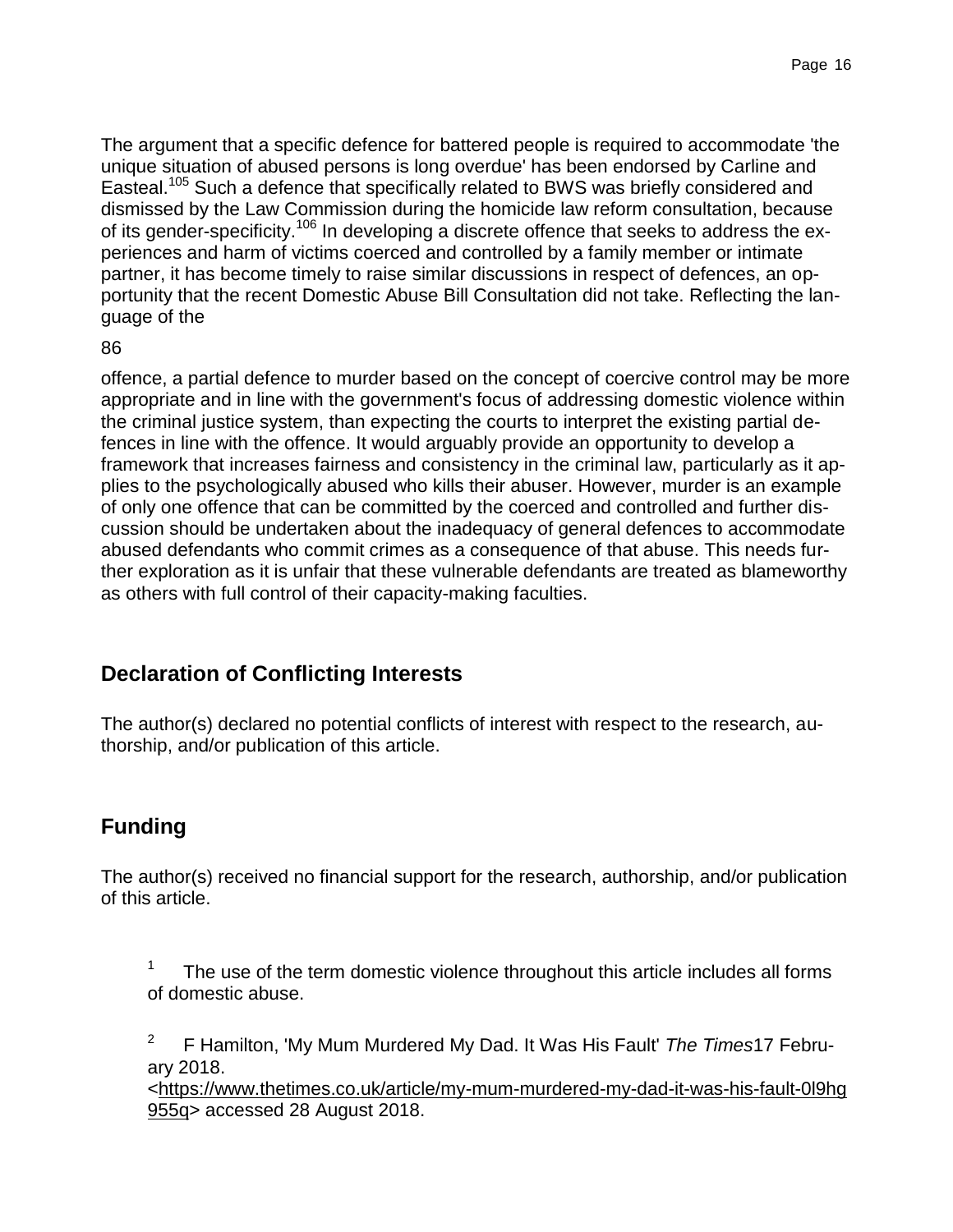The argument that a specific defence for battered people is required to accommodate 'the unique situation of abused persons is long overdue' has been endorsed by Carline and Easteal.[105] Such a defence that specifically related to BWS was briefly considered and dismissed by the Law Commission during the homicide law reform consultation, because of its gender-specificity.[106] In developing a discrete offence that seeks to address the experiences and harm of victims coerced and controlled by a family member or intimate partner, it has become timely to raise similar discussions in respect of defences, an opportunity that the recent Domestic Abuse Bill Consultation did not take. Reflecting the language of the

86

offence, a partial defence to murder based on the concept of coercive control may be more appropriate and in line with the government's focus of addressing domestic violence within the criminal justice system, than expecting the courts to interpret the existing partial defences in line with the offence. It would arguably provide an opportunity to develop a framework that increases fairness and consistency in the criminal law, particularly as it applies to the psychologically abused who kills their abuser. However, murder is an example of only one offence that can be committed by the coerced and controlled and further discussion should be undertaken about the inadequacy of general defences to accommodate abused defendants who commit crimes as a consequence of that abuse. This needs further exploration as it is unfair that these vulnerable defendants are treated as blameworthy as others with full control of their capacity-making faculties.

## Declaration of Conflicting Interests

The author(s) declared no potential conflicts of interest with respect to the research, authorship, and/or publication of this article.

## Funding

The author(s) received no financial support for the research, authorship, and/or publication of this article.

[1] The use of the term domestic violence throughout this article includes all forms of domestic abuse.

[2] F Hamilton, 'My Mum Murdered My Dad. It Was His Fault' *The Times*17 February 2018. <https://www.thetimes.co.uk/article/my-mum-murdered-my-dad-it-was-his-fault-0l9hg955q> accessed 28 August 2018.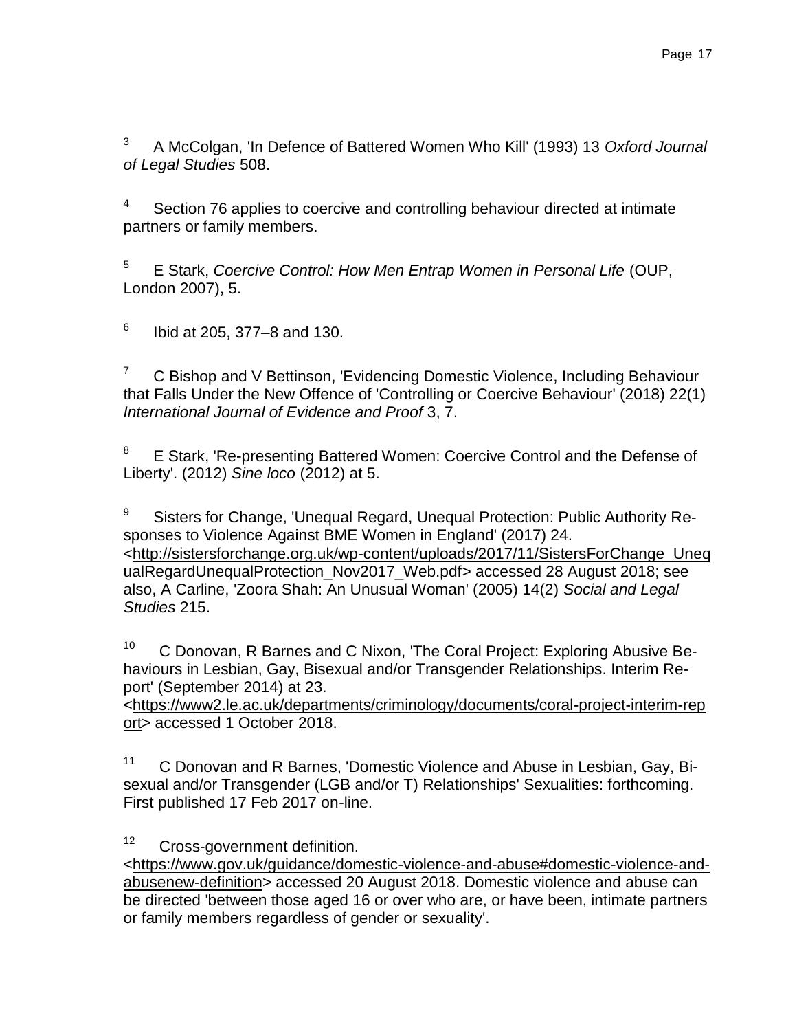[3] A McColgan, 'In Defence of Battered Women Who Kill' (1993) 13 *Oxford Journal of Legal Studies* 508.

[4] Section 76 applies to coercive and controlling behaviour directed at intimate partners or family members.

[5] E Stark, *Coercive Control: How Men Entrap Women in Personal Life* (OUP, London 2007), 5.

[6] Ibid at 205, 377–8 and 130.

[7] C Bishop and V Bettinson, 'Evidencing Domestic Violence, Including Behaviour that Falls Under the New Offence of 'Controlling or Coercive Behaviour' (2018) 22(1) *International Journal of Evidence and Proof* 3, 7.

[8] E Stark, 'Re-presenting Battered Women: Coercive Control and the Defense of Liberty'. (2012) *Sine loco* (2012) at 5.

[9] Sisters for Change, 'Unequal Regard, Unequal Protection: Public Authority Responses to Violence Against BME Women in England' (2017) 24. <http://sistersforchange.org.uk/wp-content/uploads/2017/11/SistersForChange_UnequalRegardUnequalProtection_Nov2017_Web.pdf> accessed 28 August 2018; see also, A Carline, 'Zoora Shah: An Unusual Woman' (2005) 14(2) *Social and Legal Studies* 215.

[10] C Donovan, R Barnes and C Nixon, 'The Coral Project: Exploring Abusive Behaviours in Lesbian, Gay, Bisexual and/or Transgender Relationships. Interim Report' (September 2014) at 23. <https://www2.le.ac.uk/departments/criminology/documents/coral-project-interim-report> accessed 1 October 2018.

[11] C Donovan and R Barnes, 'Domestic Violence and Abuse in Lesbian, Gay, Bisexual and/or Transgender (LGB and/or T) Relationships' Sexualities: forthcoming. First published 17 Feb 2017 on-line.

[12] Cross-government definition. <https://www.gov.uk/guidance/domestic-violence-and-abuse#domestic-violence-and-abusenew-definition> accessed 20 August 2018. Domestic violence and abuse can be directed 'between those aged 16 or over who are, or have been, intimate partners or family members regardless of gender or sexuality'.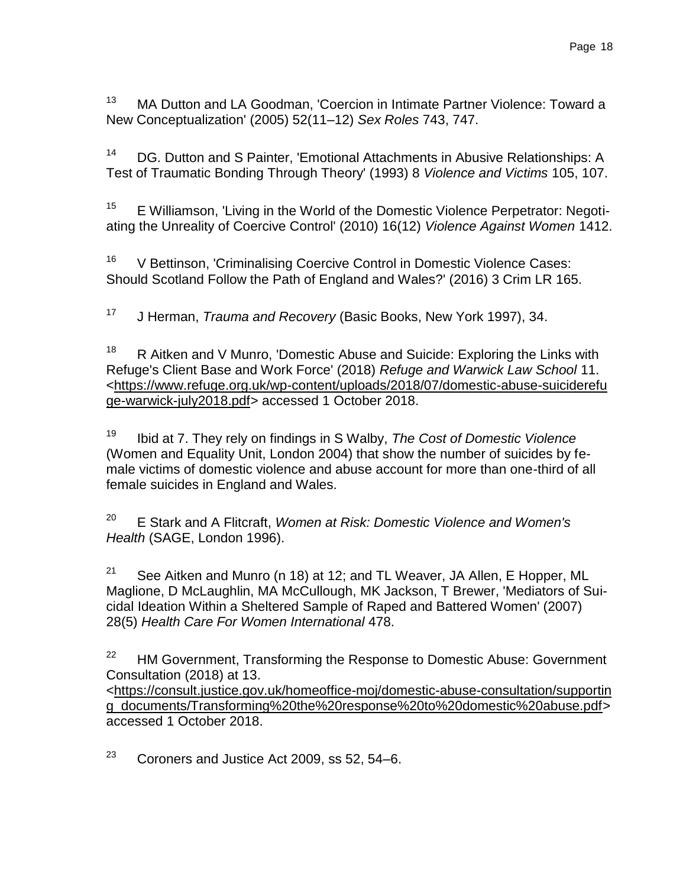[13] MA Dutton and LA Goodman, 'Coercion in Intimate Partner Violence: Toward a New Conceptualization' (2005) 52(11–12) *Sex Roles* 743, 747.

[14] DG. Dutton and S Painter, 'Emotional Attachments in Abusive Relationships: A Test of Traumatic Bonding Through Theory' (1993) 8 *Violence and Victims* 105, 107.

[15] E Williamson, 'Living in the World of the Domestic Violence Perpetrator: Negotiating the Unreality of Coercive Control' (2010) 16(12) *Violence Against Women* 1412.

[16] V Bettinson, 'Criminalising Coercive Control in Domestic Violence Cases: Should Scotland Follow the Path of England and Wales?' (2016) 3 Crim LR 165.

[17] J Herman, *Trauma and Recovery* (Basic Books, New York 1997), 34.

[18] R Aitken and V Munro, 'Domestic Abuse and Suicide: Exploring the Links with Refuge's Client Base and Work Force' (2018) *Refuge and Warwick Law School* 11. <https://www.refuge.org.uk/wp-content/uploads/2018/07/domestic-abuse-suiciderefuge-warwick-july2018.pdf> accessed 1 October 2018.

[19] Ibid at 7. They rely on findings in S Walby, *The Cost of Domestic Violence* (Women and Equality Unit, London 2004) that show the number of suicides by female victims of domestic violence and abuse account for more than one-third of all female suicides in England and Wales.

[20] E Stark and A Flitcraft, *Women at Risk: Domestic Violence and Women's Health* (SAGE, London 1996).

[21] See Aitken and Munro (n 18) at 12; and TL Weaver, JA Allen, E Hopper, ML Maglione, D McLaughlin, MA McCullough, MK Jackson, T Brewer, 'Mediators of Suicidal Ideation Within a Sheltered Sample of Raped and Battered Women' (2007) 28(5) *Health Care For Women International* 478.

[22] HM Government, Transforming the Response to Domestic Abuse: Government Consultation (2018) at 13. <https://consult.justice.gov.uk/homeoffice-moj/domestic-abuse-consultation/supporting_documents/Transforming%20the%20response%20to%20domestic%20abuse.pdf> accessed 1 October 2018.

[23] Coroners and Justice Act 2009, ss 52, 54–6.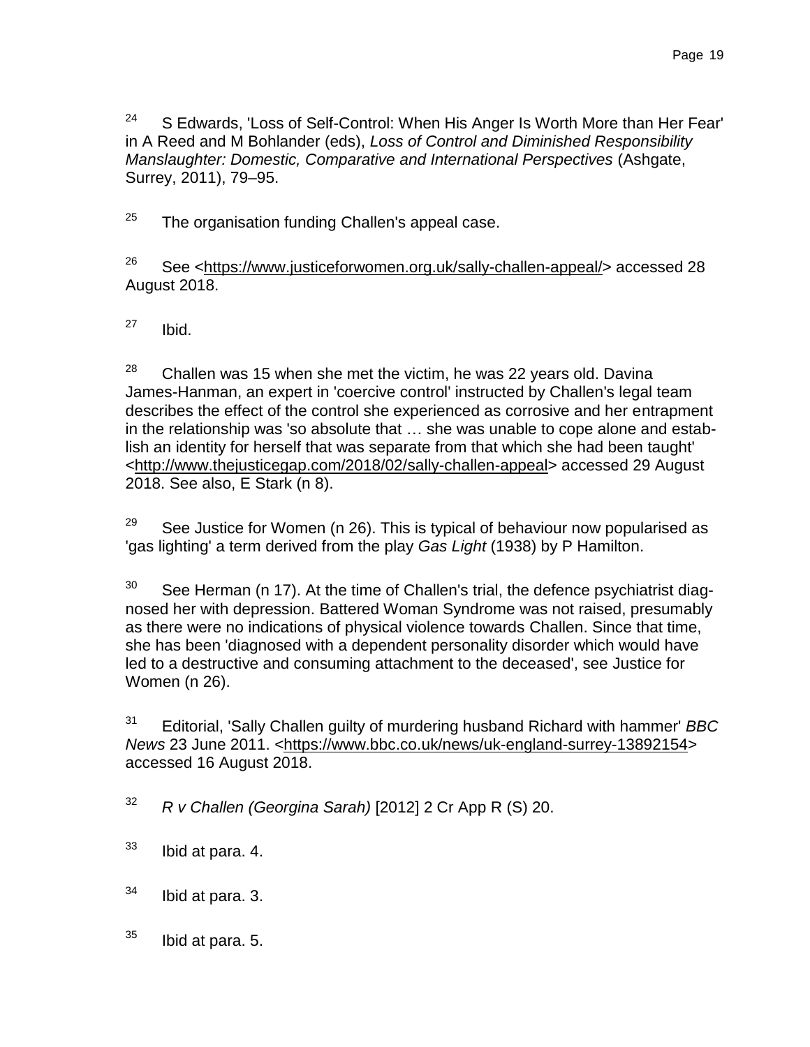[24] S Edwards, 'Loss of Self-Control: When His Anger Is Worth More than Her Fear' in A Reed and M Bohlander (eds), *Loss of Control and Diminished Responsibility Manslaughter: Domestic, Comparative and International Perspectives* (Ashgate, Surrey, 2011), 79–95.

[25] The organisation funding Challen's appeal case.

[26] See <https://www.justiceforwomen.org.uk/sally-challen-appeal/> accessed 28 August 2018.

[27] Ibid.

[28] Challen was 15 when she met the victim, he was 22 years old. Davina James-Hanman, an expert in 'coercive control' instructed by Challen's legal team describes the effect of the control she experienced as corrosive and her entrapment in the relationship was 'so absolute that … she was unable to cope alone and establish an identity for herself that was separate from that which she had been taught' <http://www.thejusticegap.com/2018/02/sally-challen-appeal> accessed 29 August 2018. See also, E Stark (n 8).

[29] See Justice for Women (n 26). This is typical of behaviour now popularised as 'gas lighting' a term derived from the play *Gas Light* (1938) by P Hamilton.

[30] See Herman (n 17). At the time of Challen's trial, the defence psychiatrist diagnosed her with depression. Battered Woman Syndrome was not raised, presumably as there were no indications of physical violence towards Challen. Since that time, she has been 'diagnosed with a dependent personality disorder which would have led to a destructive and consuming attachment to the deceased', see Justice for Women (n 26).

[31] Editorial, 'Sally Challen guilty of murdering husband Richard with hammer' *BBC News* 23 June 2011. <https://www.bbc.co.uk/news/uk-england-surrey-13892154> accessed 16 August 2018.

[32] *R v Challen (Georgina Sarah)* [2012] 2 Cr App R (S) 20.

[33] Ibid at para. 4.

[34] Ibid at para. 3.

[35] Ibid at para. 5.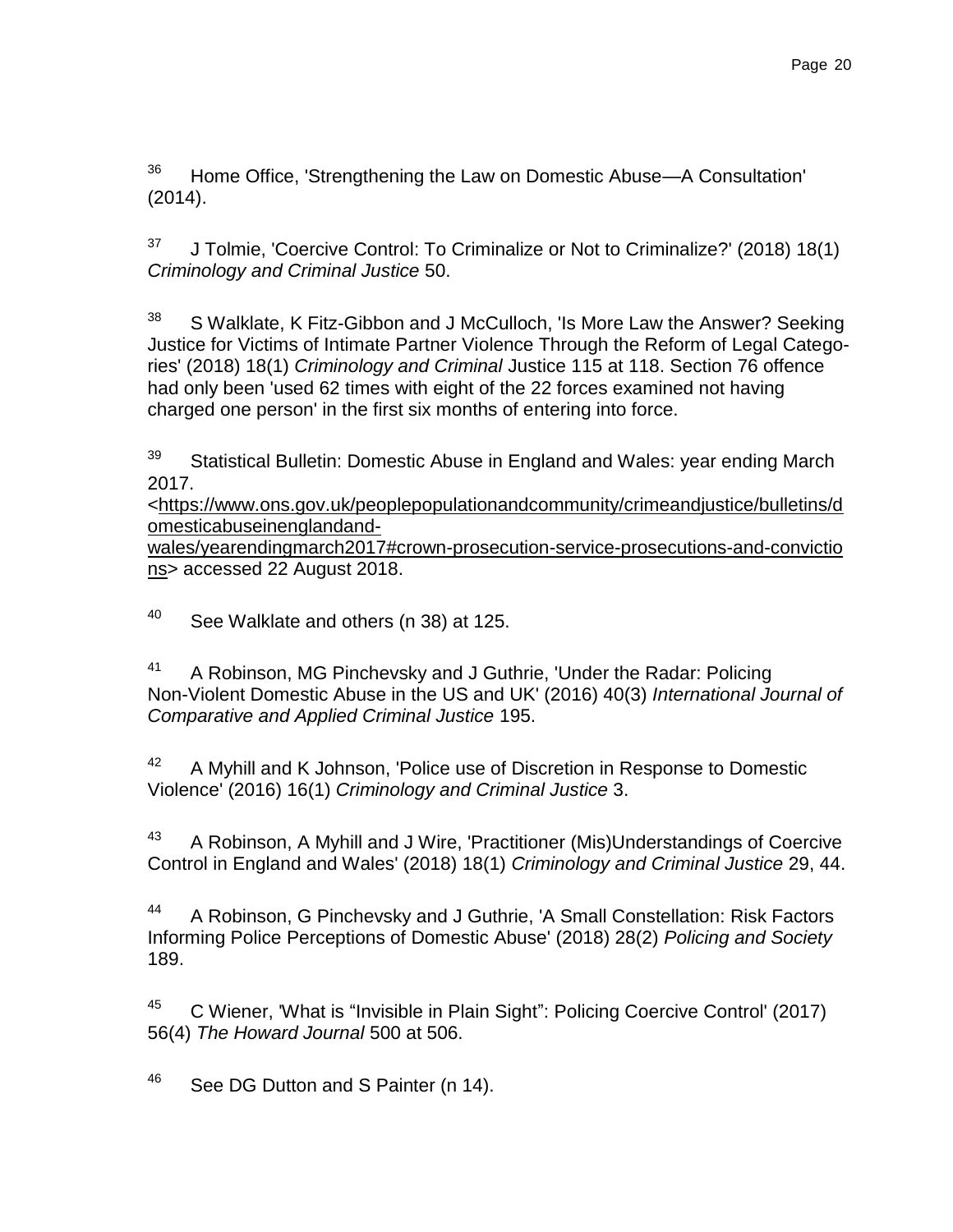[36] Home Office, 'Strengthening the Law on Domestic Abuse—A Consultation' (2014).

[37] J Tolmie, 'Coercive Control: To Criminalize or Not to Criminalize?' (2018) 18(1) *Criminology and Criminal Justice* 50.

[38] S Walklate, K Fitz-Gibbon and J McCulloch, 'Is More Law the Answer? Seeking Justice for Victims of Intimate Partner Violence Through the Reform of Legal Categories' (2018) 18(1) *Criminology and Criminal* Justice 115 at 118. Section 76 offence had only been 'used 62 times with eight of the 22 forces examined not having charged one person' in the first six months of entering into force.

[39] Statistical Bulletin: Domestic Abuse in England and Wales: year ending March 2017. <https://www.ons.gov.uk/peoplepopulationandcommunity/crimeandjustice/bulletins/domesticabuseinenglandand-wales/yearendingmarch2017#crown-prosecution-service-prosecutions-and-convictions> accessed 22 August 2018.

[40] See Walklate and others (n 38) at 125.

[41] A Robinson, MG Pinchevsky and J Guthrie, 'Under the Radar: Policing Non-Violent Domestic Abuse in the US and UK' (2016) 40(3) *International Journal of Comparative and Applied Criminal Justice* 195.

[42] A Myhill and K Johnson, 'Police use of Discretion in Response to Domestic Violence' (2016) 16(1) *Criminology and Criminal Justice* 3.

[43] A Robinson, A Myhill and J Wire, 'Practitioner (Mis)Understandings of Coercive Control in England and Wales' (2018) 18(1) *Criminology and Criminal Justice* 29, 44.

[44] A Robinson, G Pinchevsky and J Guthrie, 'A Small Constellation: Risk Factors Informing Police Perceptions of Domestic Abuse' (2018) 28(2) *Policing and Society* 189.

[45] C Wiener, 'What is "Invisible in Plain Sight": Policing Coercive Control' (2017) 56(4) *The Howard Journal* 500 at 506.

[46] See DG Dutton and S Painter (n 14).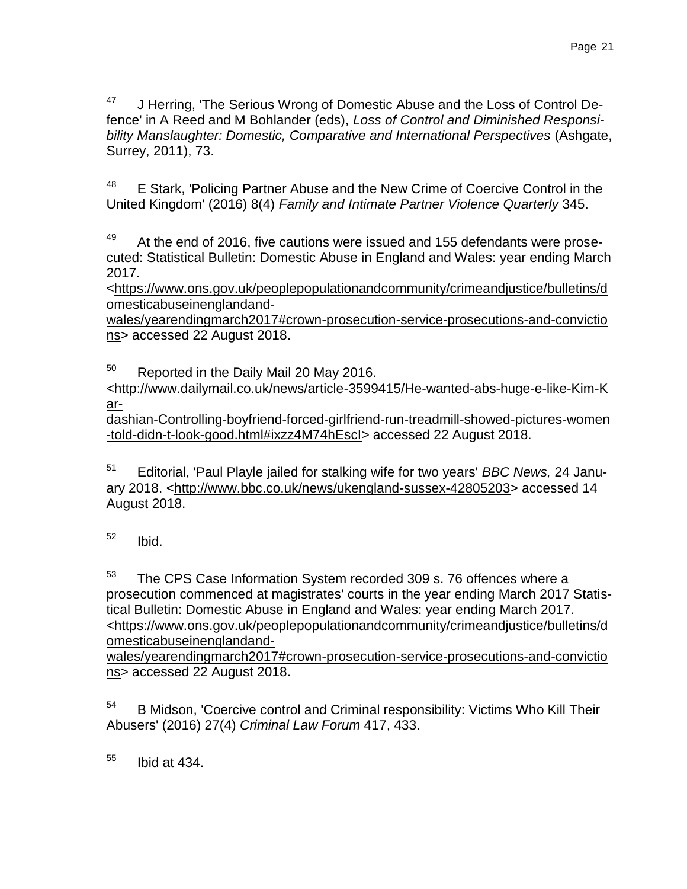[47] J Herring, 'The Serious Wrong of Domestic Abuse and the Loss of Control Defence' in A Reed and M Bohlander (eds), *Loss of Control and Diminished Responsibility Manslaughter: Domestic, Comparative and International Perspectives* (Ashgate, Surrey, 2011), 73.

[48] E Stark, 'Policing Partner Abuse and the New Crime of Coercive Control in the United Kingdom' (2016) 8(4) *Family and Intimate Partner Violence Quarterly* 345.

[49] At the end of 2016, five cautions were issued and 155 defendants were prosecuted: Statistical Bulletin: Domestic Abuse in England and Wales: year ending March 2017. <https://www.ons.gov.uk/peoplepopulationandcommunity/crimeandjustice/bulletins/domesticabuseinenglandand-wales/yearendingmarch2017#crown-prosecution-service-prosecutions-and-convictions> accessed 22 August 2018.

[50] Reported in the Daily Mail 20 May 2016. <http://www.dailymail.co.uk/news/article-3599415/He-wanted-abs-huge-e-like-Kim-Kar-dashian-Controlling-boyfriend-forced-girlfriend-run-treadmill-showed-pictures-women-told-didn-t-look-good.html#ixzz4M74hEscI> accessed 22 August 2018.

[51] Editorial, 'Paul Playle jailed for stalking wife for two years' *BBC News,* 24 January 2018. <http://www.bbc.co.uk/news/ukengland-sussex-42805203> accessed 14 August 2018.

[52] Ibid.

[53] The CPS Case Information System recorded 309 s. 76 offences where a prosecution commenced at magistrates' courts in the year ending March 2017 Statistical Bulletin: Domestic Abuse in England and Wales: year ending March 2017. <https://www.ons.gov.uk/peoplepopulationandcommunity/crimeandjustice/bulletins/domesticabuseinenglandand-wales/yearendingmarch2017#crown-prosecution-service-prosecutions-and-convictions> accessed 22 August 2018.

[54] B Midson, 'Coercive control and Criminal responsibility: Victims Who Kill Their Abusers' (2016) 27(4) *Criminal Law Forum* 417, 433.

[55] Ibid at 434.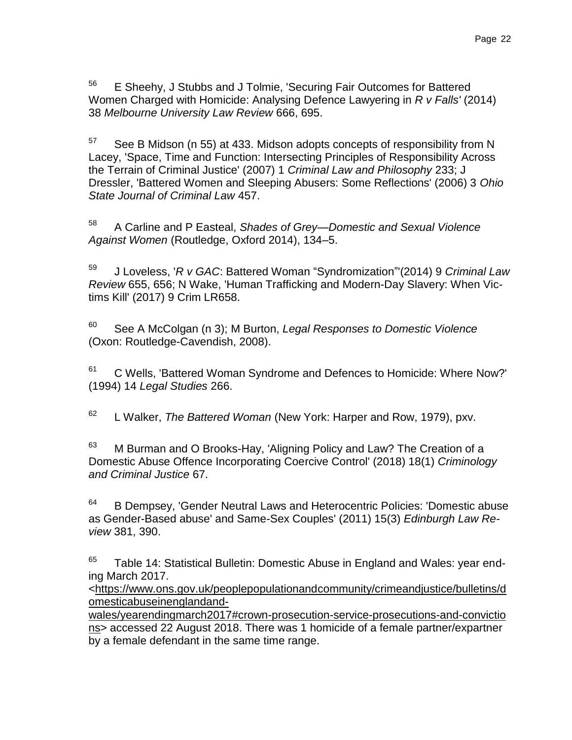[56] E Sheehy, J Stubbs and J Tolmie, 'Securing Fair Outcomes for Battered Women Charged with Homicide: Analysing Defence Lawyering in *R v Falls'* (2014) 38 *Melbourne University Law Review* 666, 695.

[57] See B Midson (n 55) at 433. Midson adopts concepts of responsibility from N Lacey, 'Space, Time and Function: Intersecting Principles of Responsibility Across the Terrain of Criminal Justice' (2007) 1 *Criminal Law and Philosophy* 233; J Dressler, 'Battered Women and Sleeping Abusers: Some Reflections' (2006) 3 *Ohio State Journal of Criminal Law* 457.

[58] A Carline and P Easteal, *Shades of Grey—Domestic and Sexual Violence Against Women* (Routledge, Oxford 2014), 134–5.

[59] J Loveless, '*R v GAC*: Battered Woman "Syndromization"'(2014) 9 *Criminal Law Review* 655, 656; N Wake, 'Human Trafficking and Modern-Day Slavery: When Victims Kill' (2017) 9 Crim LR658.

[60] See A McColgan (n 3); M Burton, *Legal Responses to Domestic Violence* (Oxon: Routledge-Cavendish, 2008).

[61] C Wells, 'Battered Woman Syndrome and Defences to Homicide: Where Now?' (1994) 14 *Legal Studies* 266.

[62] L Walker, *The Battered Woman* (New York: Harper and Row, 1979), pxv.

[63] M Burman and O Brooks-Hay, 'Aligning Policy and Law? The Creation of a Domestic Abuse Offence Incorporating Coercive Control' (2018) 18(1) *Criminology and Criminal Justice* 67.

[64] B Dempsey, 'Gender Neutral Laws and Heterocentric Policies: 'Domestic abuse as Gender-Based abuse' and Same-Sex Couples' (2011) 15(3) *Edinburgh Law Review* 381, 390.

[65] Table 14: Statistical Bulletin: Domestic Abuse in England and Wales: year ending March 2017. <https://www.ons.gov.uk/peoplepopulationandcommunity/crimeandjustice/bulletins/domesticabuseinenglandandwales/yearendingmarch2017#crown-prosecution-service-prosecutions-and-convictions> accessed 22 August 2018. There was 1 homicide of a female partner/expartner by a female defendant in the same time range.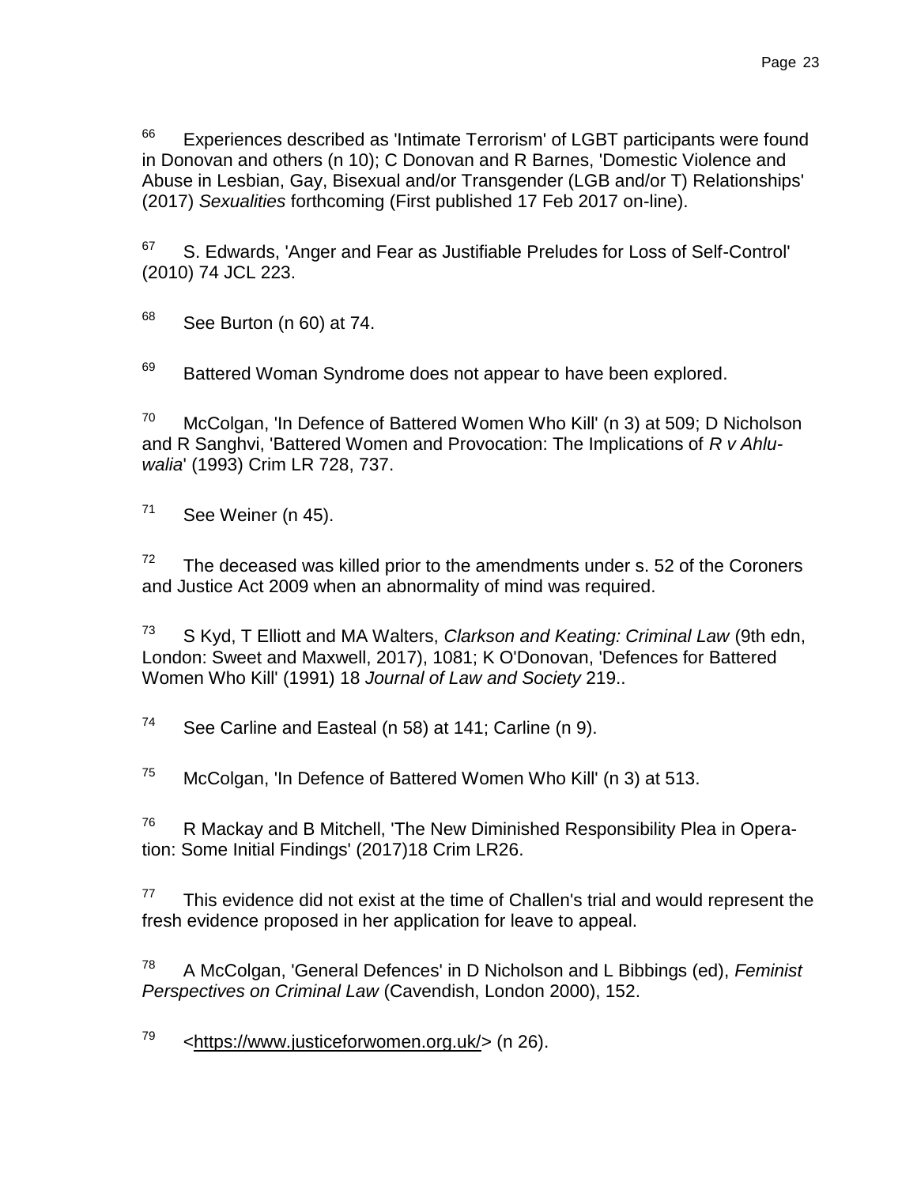[66] Experiences described as 'Intimate Terrorism' of LGBT participants were found in Donovan and others (n 10); C Donovan and R Barnes, 'Domestic Violence and Abuse in Lesbian, Gay, Bisexual and/or Transgender (LGB and/or T) Relationships' (2017) *Sexualities* forthcoming (First published 17 Feb 2017 on-line).

[67] S. Edwards, 'Anger and Fear as Justifiable Preludes for Loss of Self-Control' (2010) 74 JCL 223.

[68] See Burton (n 60) at 74.

[69] Battered Woman Syndrome does not appear to have been explored.

[70] McColgan, 'In Defence of Battered Women Who Kill' (n 3) at 509; D Nicholson and R Sanghvi, 'Battered Women and Provocation: The Implications of *R v Ahluwalia*' (1993) Crim LR 728, 737.

[71] See Weiner (n 45).

[72] The deceased was killed prior to the amendments under s. 52 of the Coroners and Justice Act 2009 when an abnormality of mind was required.

[73] S Kyd, T Elliott and MA Walters, *Clarkson and Keating: Criminal Law* (9th edn, London: Sweet and Maxwell, 2017), 1081; K O'Donovan, 'Defences for Battered Women Who Kill' (1991) 18 *Journal of Law and Society* 219..

[74] See Carline and Easteal (n 58) at 141; Carline (n 9).

[75] McColgan, 'In Defence of Battered Women Who Kill' (n 3) at 513.

[76] R Mackay and B Mitchell, 'The New Diminished Responsibility Plea in Operation: Some Initial Findings' (2017)18 Crim LR26.

[77] This evidence did not exist at the time of Challen's trial and would represent the fresh evidence proposed in her application for leave to appeal.

[78] A McColgan, 'General Defences' in D Nicholson and L Bibbings (ed), *Feminist Perspectives on Criminal Law* (Cavendish, London 2000), 152.

[79] <https://www.justiceforwomen.org.uk/> (n 26).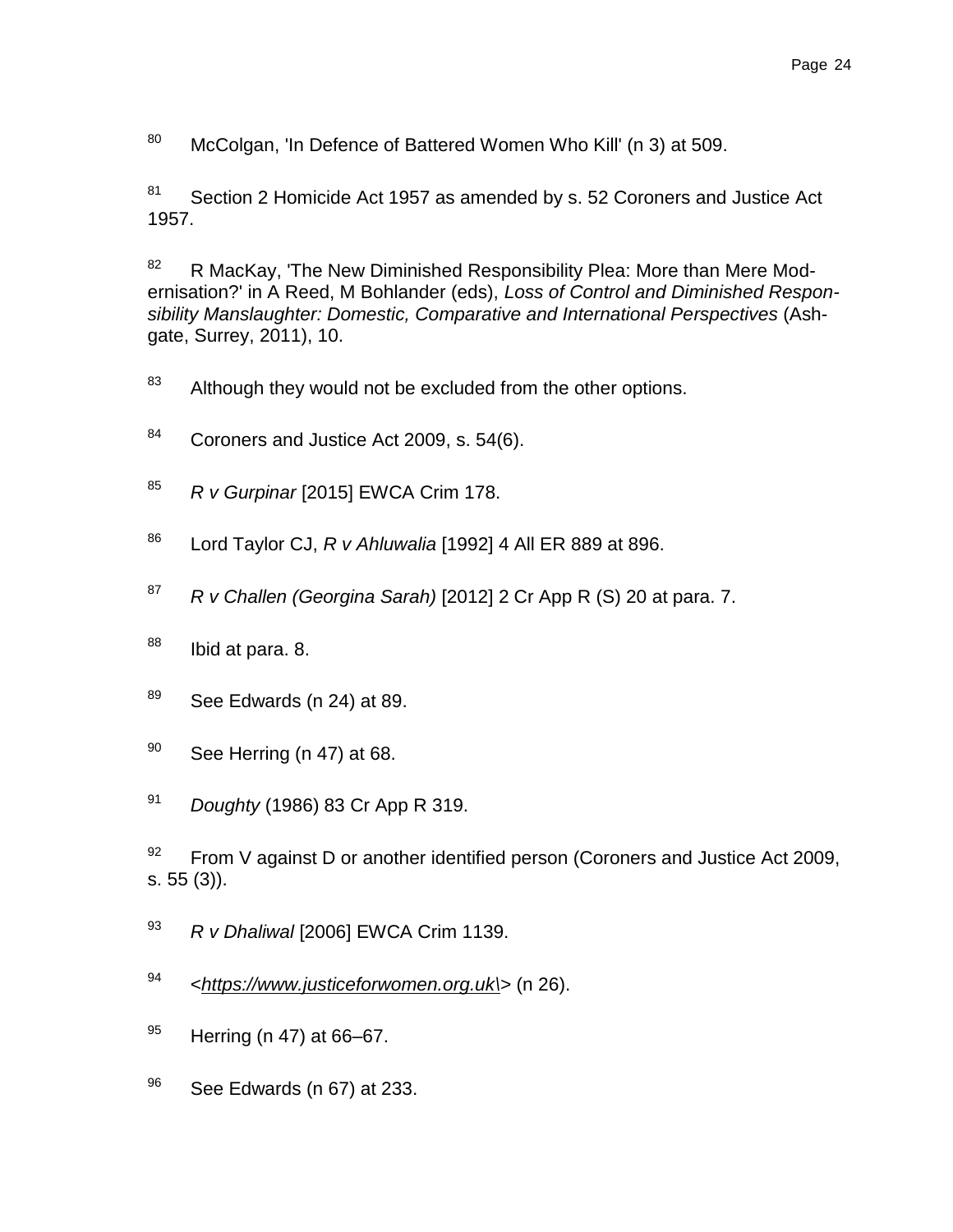[80] McColgan, 'In Defence of Battered Women Who Kill' (n 3) at 509.

[81] Section 2 Homicide Act 1957 as amended by s. 52 Coroners and Justice Act 1957.

[82] R MacKay, 'The New Diminished Responsibility Plea: More than Mere Modernisation?' in A Reed, M Bohlander (eds), *Loss of Control and Diminished Responsibility Manslaughter: Domestic, Comparative and International Perspectives* (Ashgate, Surrey, 2011), 10.

[83] Although they would not be excluded from the other options.

[84] Coroners and Justice Act 2009, s. 54(6).

[85] *R v Gurpinar* [2015] EWCA Crim 178.

[86] Lord Taylor CJ, *R v Ahluwalia* [1992] 4 All ER 889 at 896.

[87] *R v Challen (Georgina Sarah)* [2012] 2 Cr App R (S) 20 at para. 7.

[88] Ibid at para. 8.

[89] See Edwards (n 24) at 89.

[90] See Herring (n 47) at 68.

[91] *Doughty* (1986) 83 Cr App R 319.

[92] From V against D or another identified person (Coroners and Justice Act 2009, s. 55 (3)).

[93] *R v Dhaliwal* [2006] EWCA Crim 1139.

[94] <https://www.justiceforwomen.org.uk\> (n 26).

[95] Herring (n 47) at 66–67.

[96] See Edwards (n 67) at 233.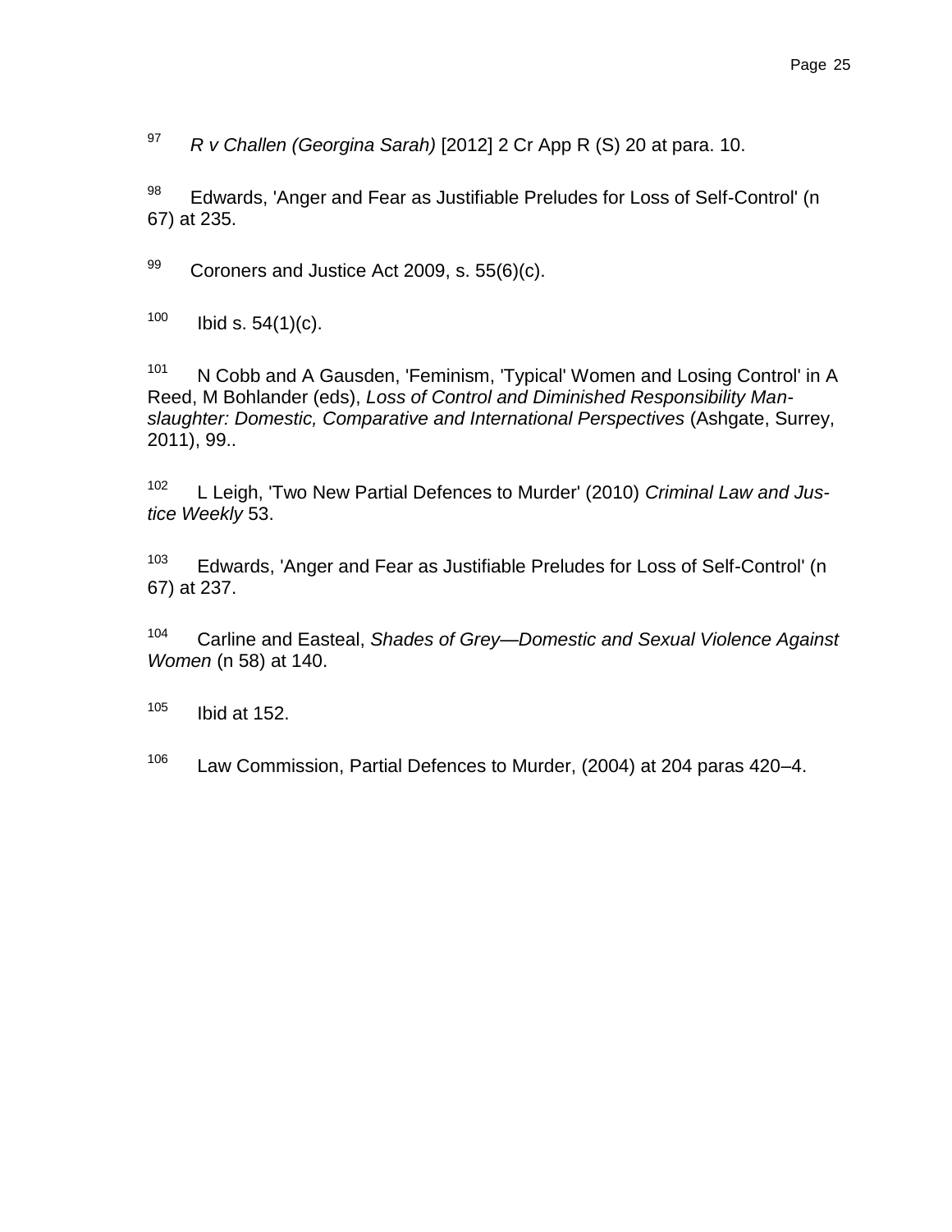[97] *R v Challen (Georgina Sarah)* [2012] 2 Cr App R (S) 20 at para. 10.

[98] Edwards, 'Anger and Fear as Justifiable Preludes for Loss of Self-Control' (n 67) at 235.

[99] Coroners and Justice Act 2009, s. 55(6)(c).

[100] Ibid s. 54(1)(c).

[101] N Cobb and A Gausden, 'Feminism, 'Typical' Women and Losing Control' in A Reed, M Bohlander (eds), *Loss of Control and Diminished Responsibility Manslaughter: Domestic, Comparative and International Perspectives* (Ashgate, Surrey, 2011), 99..

[102] L Leigh, 'Two New Partial Defences to Murder' (2010) *Criminal Law and Justice Weekly* 53.

[103] Edwards, 'Anger and Fear as Justifiable Preludes for Loss of Self-Control' (n 67) at 237.

[104] Carline and Easteal, *Shades of Grey—Domestic and Sexual Violence Against Women* (n 58) at 140.

[105] Ibid at 152.

[106] Law Commission, Partial Defences to Murder, (2004) at 204 paras 420–4.